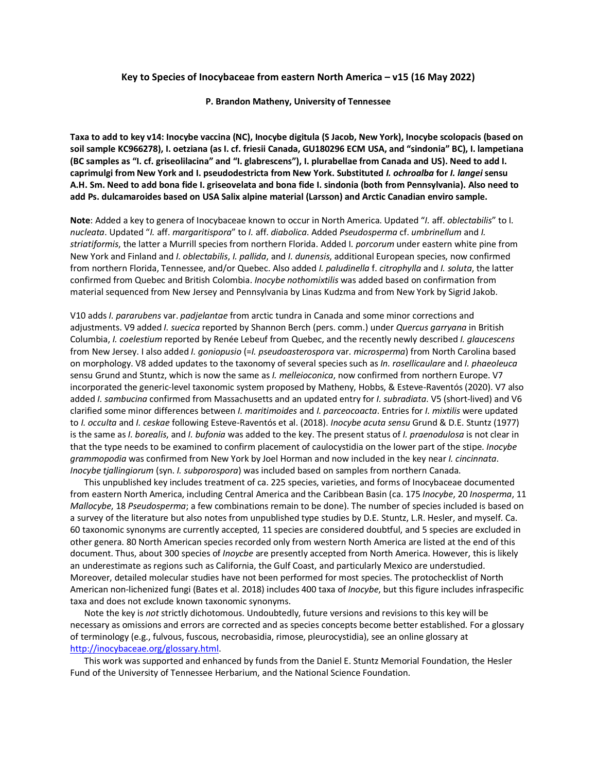# Key to Species of Inocybaceae from eastern North America – v15 (16 May 2022)

**P. Brandon Matheny, University of Tennessee**

**Taxa to add to key v14: Inocybe vaccina (NC), Inocybe digitula (S Jacob, New York), Inocybe scolopacis (based on soil sample KC966278), I. oetziana (as I. cf. friesii Canada, GU180296 ECM USA, and "sindonia" BC), I. lampetiana (BC samples as "I. cf. griseolilacina" and "I. glabrescens"), I. plurabellae from Canada and US). Need to add I. caprimulgi from New York and I. pseudodestricta from New York. Substituted *I. ochroalba* for *I. langei* sensu A.H. Sm. Need to add bona fide I. griseovelata and bona fide I. sindonia (both from Pennsylvania). Also need to add Ps. dulcamaroides based on USA Salix alpine material (Larsson) and Arctic Canadian enviro sample.**

**Note**: Added a key to genera of Inocybaceae known to occur in North America. Updated "*I.* aff. *oblectabilis*" to I. *nucleata*. Updated "*I.* aff. *margaritispora*" to *I.* aff. *diabolica*. Added *Pseudosperma* cf. *umbrinellum* and *I. striatiformis*, the latter a Murrill species from northern Florida. Added I. *porcorum* under eastern white pine from New York and Finland and *I. oblectabilis*, *I. pallida*, and *I. dunensis*, additional European species, now confirmed from northern Florida, Tennessee, and/or Quebec. Also added *I. paludinella* f. *citrophylla* and *I. soluta*, the latter confirmed from Quebec and British Colombia. *Inocybe nothomixtilis* was added based on confirmation from material sequenced from New Jersey and Pennsylvania by Linas Kudzma and from New York by Sigrid Jakob.

V10 adds *I. pararubens* var. *padjelantae* from arctic tundra in Canada and some minor corrections and adjustments. V9 added *I. suecica* reported by Shannon Berch (pers. comm.) under *Quercus garryana* in British Columbia, *I. coelestium* reported by Renée Lebeuf from Quebec, and the recently newly described *I. glaucescens* from New Jersey. I also added *I. goniopusio* (=*I. pseudoasterospora* var. *microsperma*) from North Carolina based on morphology. V8 added updates to the taxonomy of several species such as *In. rosellicaulare* and *I. phaeoleuca* sensu Grund and Stuntz, which is now the same as *I. melleiconica*, now confirmed from northern Europe. V7 incorporated the generic-level taxonomic system proposed by Matheny, Hobbs, & Esteve-Raventós (2020). V7 also added *I. sambucina* confirmed from Massachusetts and an updated entry for *I. subradiata*. V5 (short-lived) and V6 clarified some minor differences between *I. maritimoides* and *I. parceocoacta*. Entries for *I. mixtilis* were updated to *I. occulta* and *I. ceskae* following Esteve-Raventós et al. (2018). *Inocybe acuta sensu* Grund & D.E. Stuntz (1977) is the same as *I. borealis*, and *I. bufonia* was added to the key. The present status of *I. praenodulosa* is not clear in that the type needs to be examined to confirm placement of caulocystidia on the lower part of the stipe. *Inocybe grammopodia* was confirmed from New York by Joel Horman and now included in the key near *I. cincinnata*. *Inocybe tjallingiorum* (syn. *I. subporospora*) was included based on samples from northern Canada.

This unpublished key includes treatment of ca. 225 species, varieties, and forms of Inocybaceae documented from eastern North America, including Central America and the Caribbean Basin (ca. 175 *Inocybe*, 20 *Inosperma*, 11 *Mallocybe*, 18 *Pseudosperma*; a few combinations remain to be done). The number of species included is based on a survey of the literature but also notes from unpublished type studies by D.E. Stuntz, L.R. Hesler, and myself. Ca. 60 taxonomic synonyms are currently accepted, 11 species are considered doubtful, and 5 species are excluded in other genera. 80 North American species recorded only from western North America are listed at the end of this document. Thus, about 300 species of *Inoycbe* are presently accepted from North America. However, this is likely an underestimate as regions such as California, the Gulf Coast, and particularly Mexico are understudied. Moreover, detailed molecular studies have not been performed for most species. The protochecklist of North American non-lichenized fungi (Bates et al. 2018) includes 400 taxa of *Inocybe*, but this figure includes infraspecific taxa and does not exclude known taxonomic synonyms.

Note the key is *not* strictly dichotomous. Undoubtedly, future versions and revisions to this key will be necessary as omissions and errors are corrected and as species concepts become better established. For a glossary of terminology (e.g., fulvous, fuscous, necrobasidia, rimose, pleurocystidia), see an online glossary at http://inocybaceae.org/glossary.html.

This work was supported and enhanced by funds from the Daniel E. Stuntz Memorial Foundation, the Hesler Fund of the University of Tennessee Herbarium, and the National Science Foundation.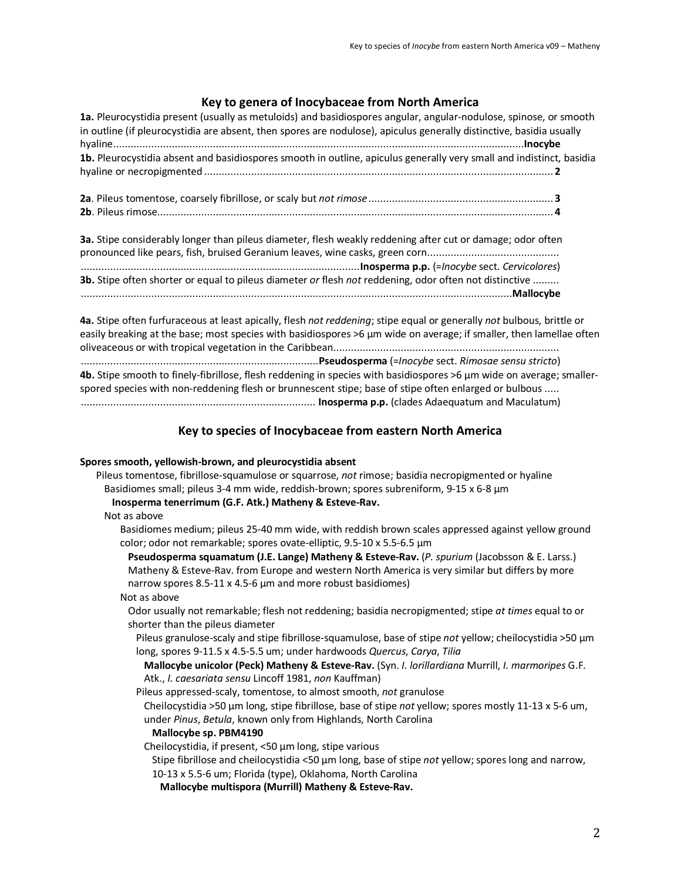## Key to genera of Inocybaceae from North America

**1a.** Pleurocystidia present (usually as metuloids) and basidiospores angular, angular-nodulose, spinose, or smooth in outline (if pleurocystidia are absent, then spores are nodulose), apiculus generally distinctive, basidia usually hyaline........................................................................................................................................**Inocybe**
**1b.** Pleurocystidia absent and basidiospores smooth in outline, apiculus generally very small and indistinct, basidia hyaline or necropigmented ...................................................................................................................... **2**

**2a**. Pileus tomentose, coarsely fibrillose, or scaly but *not rimose* ............................................................... **3**
**2b**. Pileus rimose.............................................................................................................................................. **4**

**3a.** Stipe considerably longer than pileus diameter, flesh weakly reddening after cut or damage; odor often pronounced like pears, fish, bruised Geranium leaves, wine casks, green corn............................................. ...............................................................................................**Inosperma p.p.** (=*Inocybe* sect. *Cervicolores*)
**3b.** Stipe often shorter or equal to pileus diameter *or* flesh *not* reddening, odor often not distinctive ......... ..................................................................................................................................................**Mallocybe**

**4a.** Stipe often furfuraceous at least apically, flesh *not reddening*; stipe equal or generally *not* bulbous, brittle or easily breaking at the base; most species with basidiospores >6 µm wide on average; if smaller, then lamellae often oliveaceous or with tropical vegetation in the Caribbean............................................................................ ................................................................................**Pseudosperma** (=*Inocybe* sect. *Rimosae sensu stricto*)
**4b.** Stipe smooth to finely-fibrillose, flesh reddening in species with basidiospores >6 µm wide on average; smaller-spored species with non-reddening flesh or brunnescent stipe; base of stipe often enlarged or bulbous ..... ............................................................................... **Inosperma p.p.** (clades Adaequatum and Maculatum)

## Key to species of Inocybaceae from eastern North America

**Spores smooth, yellowish-brown, and pleurocystidia absent**

- Pileus tomentose, fibrillose-squamulose or squarrose, *not* rimose; basidia necropigmented or hyaline
  - Basidiomes small; pileus 3-4 mm wide, reddish-brown; spores subreniform, 9-15 x 6-8 µm
    - **Inosperma tenerrimum (G.F. Atk.) Matheny & Esteve-Rav.**
  - Not as above
    - Basidiomes medium; pileus 25-40 mm wide, with reddish brown scales appressed against yellow ground color; odor not remarkable; spores ovate-elliptic, 9.5-10 x 5.5-6.5 µm
      - **Pseudosperma squamatum (J.E. Lange) Matheny & Esteve-Rav.** (*P. spurium* (Jacobsson & E. Larss.) Matheny & Esteve-Rav. from Europe and western North America is very similar but differs by more narrow spores 8.5-11 x 4.5-6 µm and more robust basidiomes)
    - Not as above
      - Odor usually not remarkable; flesh not reddening; basidia necropigmented; stipe *at times* equal to or shorter than the pileus diameter
        - Pileus granulose-scaly and stipe fibrillose-squamulose, base of stipe *not* yellow; cheilocystidia >50 µm long, spores 9-11.5 x 4.5-5.5 um; under hardwoods *Quercus*, *Carya*, *Tilia*
          - **Mallocybe unicolor (Peck) Matheny & Esteve-Rav.** (Syn. *I. lorillardiana* Murrill, *I. marmoripes* G.F. Atk., *I. caesariata sensu* Lincoff 1981, *non* Kauffman)
        - Pileus appressed-scaly, tomentose, to almost smooth, *not* granulose
          - Cheilocystidia >50 µm long, stipe fibrillose, base of stipe *not* yellow; spores mostly 11-13 x 5-6 um, under *Pinus*, *Betula*, known only from Highlands, North Carolina
            - **Mallocybe sp. PBM4190**
          - Cheilocystidia, if present, <50 µm long, stipe various
            - Stipe fibrillose and cheilocystidia <50 µm long, base of stipe *not* yellow; spores long and narrow, 10-13 x 5.5-6 um; Florida (type), Oklahoma, North Carolina
              - **Mallocybe multispora (Murrill) Matheny & Esteve-Rav.**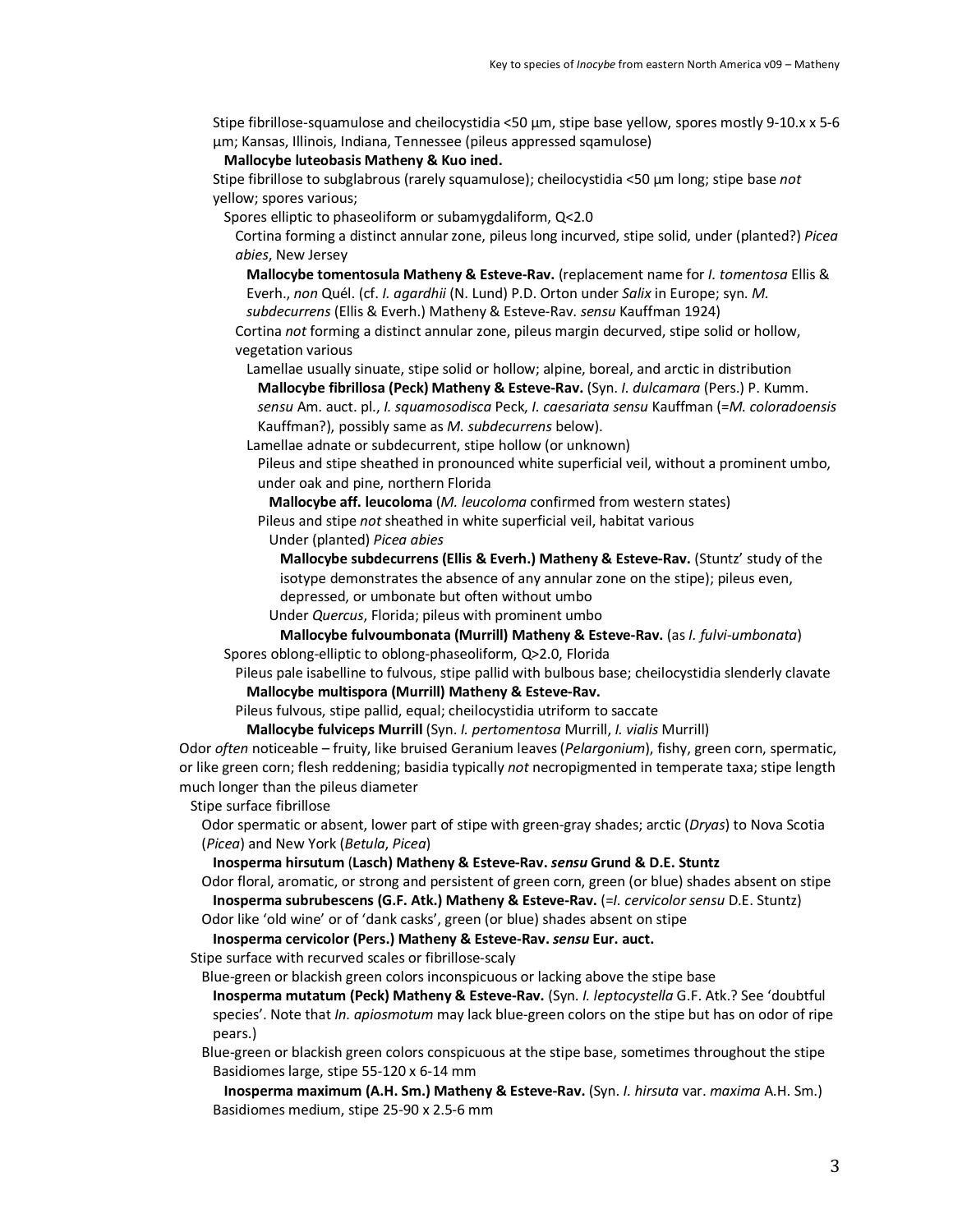Stipe fibrillose-squamulose and cheilocystidia <50 µm, stipe base yellow, spores mostly 9-10.x x 5-6 µm; Kansas, Illinois, Indiana, Tennessee (pileus appressed sqamulose)

**Mallocybe luteobasis Matheny & Kuo ined.**

Stipe fibrillose to subglabrous (rarely squamulose); cheilocystidia <50 µm long; stipe base *not* yellow; spores various;

Spores elliptic to phaseoliform or subamygdaliform, Q<2.0

Cortina forming a distinct annular zone, pileus long incurved, stipe solid, under (planted?) *Picea abies*, New Jersey

**Mallocybe tomentosula Matheny & Esteve-Rav.** (replacement name for *I. tomentosa* Ellis & Everh., *non* Quél. (cf. *I. agardhii* (N. Lund) P.D. Orton under *Salix* in Europe; syn. *M. subdecurrens* (Ellis & Everh.) Matheny & Esteve-Rav. *sensu* Kauffman 1924)

Cortina *not* forming a distinct annular zone, pileus margin decurved, stipe solid or hollow, vegetation various

Lamellae usually sinuate, stipe solid or hollow; alpine, boreal, and arctic in distribution

**Mallocybe fibrillosa (Peck) Matheny & Esteve-Rav.** (Syn. *I. dulcamara* (Pers.) P. Kumm. *sensu* Am. auct. pl., *I. squamosodisca* Peck, *I. caesariata sensu* Kauffman (=*M. coloradoensis* Kauffman?), possibly same as *M. subdecurrens* below).

Lamellae adnate or subdecurrent, stipe hollow (or unknown)

Pileus and stipe sheathed in pronounced white superficial veil, without a prominent umbo, under oak and pine, northern Florida

**Mallocybe aff. leucoloma** (*M. leucoloma* confirmed from western states)

Pileus and stipe *not* sheathed in white superficial veil, habitat various

Under (planted) *Picea abies*

**Mallocybe subdecurrens (Ellis & Everh.) Matheny & Esteve-Rav.** (Stuntz' study of the isotype demonstrates the absence of any annular zone on the stipe); pileus even, depressed, or umbonate but often without umbo

Under *Quercus*, Florida; pileus with prominent umbo

**Mallocybe fulvoumbonata (Murrill) Matheny & Esteve-Rav.** (as *I. fulvi-umbonata*)

Spores oblong-elliptic to oblong-phaseoliform, Q>2.0, Florida

Pileus pale isabelline to fulvous, stipe pallid with bulbous base; cheilocystidia slenderly clavate

**Mallocybe multispora (Murrill) Matheny & Esteve-Rav.**

Pileus fulvous, stipe pallid, equal; cheilocystidia utriform to saccate

**Mallocybe fulviceps Murrill** (Syn. *I. pertomentosa* Murrill, *I. vialis* Murrill)

Odor *often* noticeable – fruity, like bruised Geranium leaves (*Pelargonium*), fishy, green corn, spermatic, or like green corn; flesh reddening; basidia typically *not* necropigmented in temperate taxa; stipe length much longer than the pileus diameter

Stipe surface fibrillose

Odor spermatic or absent, lower part of stipe with green-gray shades; arctic (*Dryas*) to Nova Scotia (*Picea*) and New York (*Betula*, *Picea*)

**Inosperma hirsutum (Lasch) Matheny & Esteve-Rav. *sensu* Grund & D.E. Stuntz**

Odor floral, aromatic, or strong and persistent of green corn, green (or blue) shades absent on stipe

**Inosperma subrubescens (G.F. Atk.) Matheny & Esteve-Rav.** (=*I. cervicolor sensu* D.E. Stuntz)

Odor like 'old wine' or of 'dank casks', green (or blue) shades absent on stipe

**Inosperma cervicolor (Pers.) Matheny & Esteve-Rav. *sensu* Eur. auct.**

Stipe surface with recurved scales or fibrillose-scaly

Blue-green or blackish green colors inconspicuous or lacking above the stipe base

**Inosperma mutatum (Peck) Matheny & Esteve-Rav.** (Syn. *I. leptocystella* G.F. Atk.? See 'doubtful species'. Note that *In. apiosmotum* may lack blue-green colors on the stipe but has on odor of ripe pears.)

Blue-green or blackish green colors conspicuous at the stipe base, sometimes throughout the stipe

Basidiomes large, stipe 55-120 x 6-14 mm

**Inosperma maximum (A.H. Sm.) Matheny & Esteve-Rav.** (Syn. *I. hirsuta* var. *maxima* A.H. Sm.)

Basidiomes medium, stipe 25-90 x 2.5-6 mm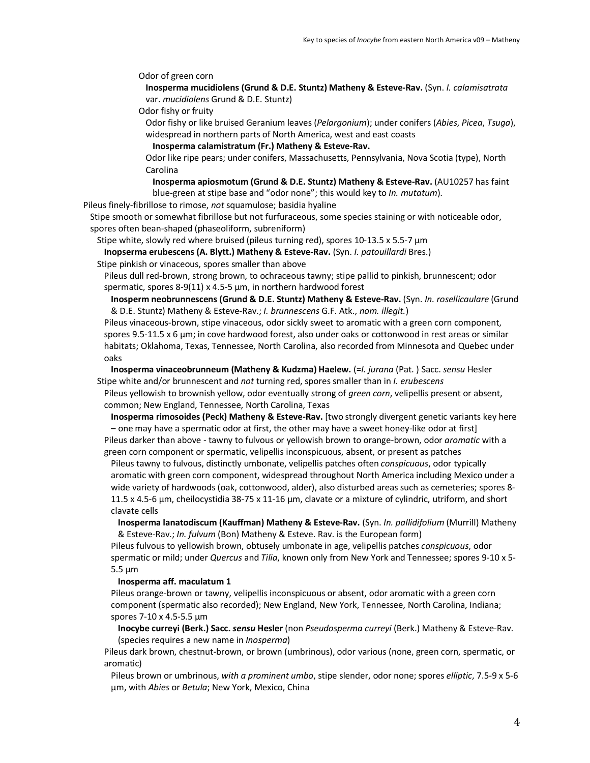Odor of green corn

**Inosperma mucidiolens (Grund & D.E. Stuntz) Matheny & Esteve-Rav.** (Syn. *I. calamisatrata* var. *mucidiolens* Grund & D.E. Stuntz)

Odor fishy or fruity

Odor fishy or like bruised Geranium leaves (*Pelargonium*); under conifers (*Abies*, *Picea*, *Tsuga*), widespread in northern parts of North America, west and east coasts

**Inosperma calamistratum (Fr.) Matheny & Esteve-Rav.**

Odor like ripe pears; under conifers, Massachusetts, Pennsylvania, Nova Scotia (type), North Carolina

**Inosperma apiosmotum (Grund & D.E. Stuntz) Matheny & Esteve-Rav.** (AU10257 has faint blue-green at stipe base and "odor none"; this would key to *In. mutatum*).

Pileus finely-fibrillose to rimose, *not* squamulose; basidia hyaline

Stipe smooth or somewhat fibrillose but not furfuraceous, some species staining or with noticeable odor, spores often bean-shaped (phaseoliform, subreniform)

Stipe white, slowly red where bruised (pileus turning red), spores 10-13.5 x 5.5-7 µm

**Inopserma erubescens (A. Blytt.) Matheny & Esteve-Rav.** (Syn. *I. patouillardi* Bres.)

Stipe pinkish or vinaceous, spores smaller than above

Pileus dull red-brown, strong brown, to ochraceous tawny; stipe pallid to pinkish, brunnescent; odor spermatic, spores 8-9(11) x 4.5-5 µm, in northern hardwood forest

**Inosperm neobrunnescens (Grund & D.E. Stuntz) Matheny & Esteve-Rav.** (Syn. *In. rosellicaulare* (Grund & D.E. Stuntz) Matheny & Esteve-Rav.; *I. brunnescens* G.F. Atk., *nom. illegit.*)

Pileus vinaceous-brown, stipe vinaceous, odor sickly sweet to aromatic with a green corn component, spores 9.5-11.5 x 6 µm; in cove hardwood forest, also under oaks or cottonwood in rest areas or similar habitats; Oklahoma, Texas, Tennessee, North Carolina, also recorded from Minnesota and Quebec under oaks

**Inosperma vinaceobrunneum (Matheny & Kudzma) Haelew.** (=*I. jurana* (Pat. ) Sacc. *sensu* Hesler

Stipe white and/or brunnescent and *not* turning red, spores smaller than in *I. erubescens*

Pileus yellowish to brownish yellow, odor eventually strong of *green corn*, velipellis present or absent, common; New England, Tennessee, North Carolina, Texas

**Inosperma rimosoides (Peck) Matheny & Esteve-Rav.** [two strongly divergent genetic variants key here – one may have a spermatic odor at first, the other may have a sweet honey-like odor at first]

Pileus darker than above - tawny to fulvous or yellowish brown to orange-brown, odor *aromatic* with a green corn component or spermatic, velipellis inconspicuous, absent, or present as patches

Pileus tawny to fulvous, distinctly umbonate, velipellis patches often *conspicuous*, odor typically aromatic with green corn component, widespread throughout North America including Mexico under a wide variety of hardwoods (oak, cottonwood, alder), also disturbed areas such as cemeteries; spores 8-11.5 x 4.5-6 µm, cheilocystidia 38-75 x 11-16 µm, clavate or a mixture of cylindric, utriform, and short clavate cells

**Inosperma lanatodiscum (Kauffman) Matheny & Esteve-Rav.** (Syn. *In. pallidifolium* (Murrill) Matheny & Esteve-Rav.; *In. fulvum* (Bon) Matheny & Esteve. Rav. is the European form)

Pileus fulvous to yellowish brown, obtusely umbonate in age, velipellis patches *conspicuous*, odor spermatic or mild; under *Quercus* and *Tilia*, known only from New York and Tennessee; spores 9-10 x 5-5.5 µm

**Inosperma aff. maculatum 1**

Pileus orange-brown or tawny, velipellis inconspicuous or absent, odor aromatic with a green corn component (spermatic also recorded); New England, New York, Tennessee, North Carolina, Indiana; spores 7-10 x 4.5-5.5 µm

**Inocybe curreyi (Berk.) Sacc. *sensu* Hesler** (non *Pseudosperma curreyi* (Berk.) Matheny & Esteve-Rav. (species requires a new name in *Inosperma*)

Pileus dark brown, chestnut-brown, or brown (umbrinous), odor various (none, green corn, spermatic, or aromatic)

Pileus brown or umbrinous, *with a prominent umbo*, stipe slender, odor none; spores *elliptic*, 7.5-9 x 5-6 µm, with *Abies* or *Betula*; New York, Mexico, China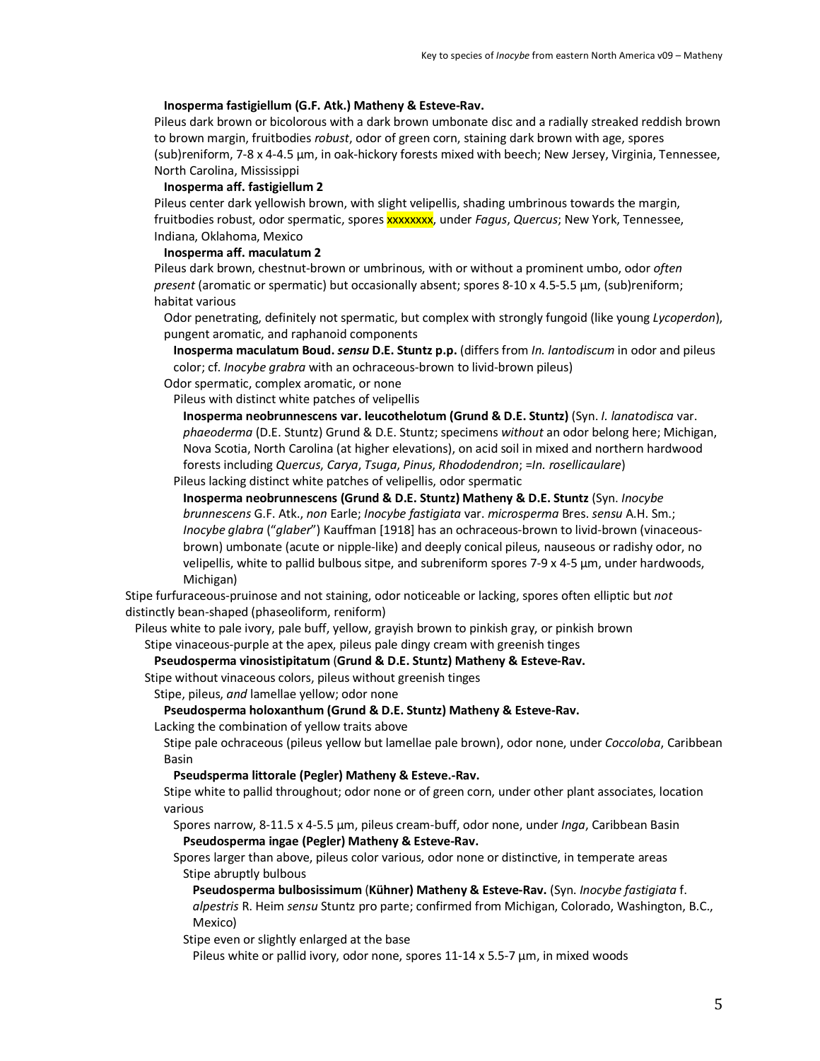**Inosperma fastigiellum (G.F. Atk.) Matheny & Esteve-Rav.**

Pileus dark brown or bicolorous with a dark brown umbonate disc and a radially streaked reddish brown to brown margin, fruitbodies *robust*, odor of green corn, staining dark brown with age, spores (sub)reniform, 7-8 x 4-4.5 µm, in oak-hickory forests mixed with beech; New Jersey, Virginia, Tennessee, North Carolina, Mississippi

**Inosperma aff. fastigiellum 2**

Pileus center dark yellowish brown, with slight velipellis, shading umbrinous towards the margin, fruitbodies robust, odor spermatic, spores xxxxxxxx, under *Fagus*, *Quercus*; New York, Tennessee, Indiana, Oklahoma, Mexico

**Inosperma aff. maculatum 2**

Pileus dark brown, chestnut-brown or umbrinous, with or without a prominent umbo, odor *often present* (aromatic or spermatic) but occasionally absent; spores 8-10 x 4.5-5.5 µm, (sub)reniform; habitat various

Odor penetrating, definitely not spermatic, but complex with strongly fungoid (like young *Lycoperdon*), pungent aromatic, and raphanoid components

**Inosperma maculatum Boud. *sensu* D.E. Stuntz p.p.** (differs from *In. lantodiscum* in odor and pileus color; cf. *Inocybe grabra* with an ochraceous-brown to livid-brown pileus)

Odor spermatic, complex aromatic, or none

Pileus with distinct white patches of velipellis

**Inosperma neobrunnescens var. leucothelotum (Grund & D.E. Stuntz)** (Syn. *I. lanatodisca* var. *phaeoderma* (D.E. Stuntz) Grund & D.E. Stuntz; specimens *without* an odor belong here; Michigan, Nova Scotia, North Carolina (at higher elevations), on acid soil in mixed and northern hardwood forests including *Quercus*, *Carya*, *Tsuga*, *Pinus*, *Rhododendron*; =*In. rosellicaulare*)

Pileus lacking distinct white patches of velipellis, odor spermatic

**Inosperma neobrunnescens (Grund & D.E. Stuntz) Matheny & D.E. Stuntz** (Syn. *Inocybe brunnescens* G.F. Atk., *non* Earle; *Inocybe fastigiata* var. *microsperma* Bres. *sensu* A.H. Sm.; *Inocybe glabra* ("*glaber*") Kauffman [1918] has an ochraceous-brown to livid-brown (vinaceous-brown) umbonate (acute or nipple-like) and deeply conical pileus, nauseous or radishy odor, no velipellis, white to pallid bulbous sitpe, and subreniform spores 7-9 x 4-5 µm, under hardwoods, Michigan)

Stipe furfuraceous-pruinose and not staining, odor noticeable or lacking, spores often elliptic but *not* distinctly bean-shaped (phaseoliform, reniform)

Pileus white to pale ivory, pale buff, yellow, grayish brown to pinkish gray, or pinkish brown

Stipe vinaceous-purple at the apex, pileus pale dingy cream with greenish tinges

**Pseudosperma vinosistipitatum (Grund & D.E. Stuntz) Matheny & Esteve-Rav.**

Stipe without vinaceous colors, pileus without greenish tinges

Stipe, pileus, *and* lamellae yellow; odor none

**Pseudosperma holoxanthum (Grund & D.E. Stuntz) Matheny & Esteve-Rav.**

Lacking the combination of yellow traits above

Stipe pale ochraceous (pileus yellow but lamellae pale brown), odor none, under *Coccoloba*, Caribbean Basin

**Pseudsperma littorale (Pegler) Matheny & Esteve.-Rav.**

Stipe white to pallid throughout; odor none or of green corn, under other plant associates, location various

Spores narrow, 8-11.5 x 4-5.5 µm, pileus cream-buff, odor none, under *Inga*, Caribbean Basin

**Pseudosperma ingae (Pegler) Matheny & Esteve-Rav.**

Spores larger than above, pileus color various, odor none or distinctive, in temperate areas

Stipe abruptly bulbous

**Pseudosperma bulbosissimum (Kühner) Matheny & Esteve-Rav.** (Syn. *Inocybe fastigiata* f. *alpestris* R. Heim *sensu* Stuntz pro parte; confirmed from Michigan, Colorado, Washington, B.C., Mexico)

Stipe even or slightly enlarged at the base

Pileus white or pallid ivory, odor none, spores 11-14 x 5.5-7 µm, in mixed woods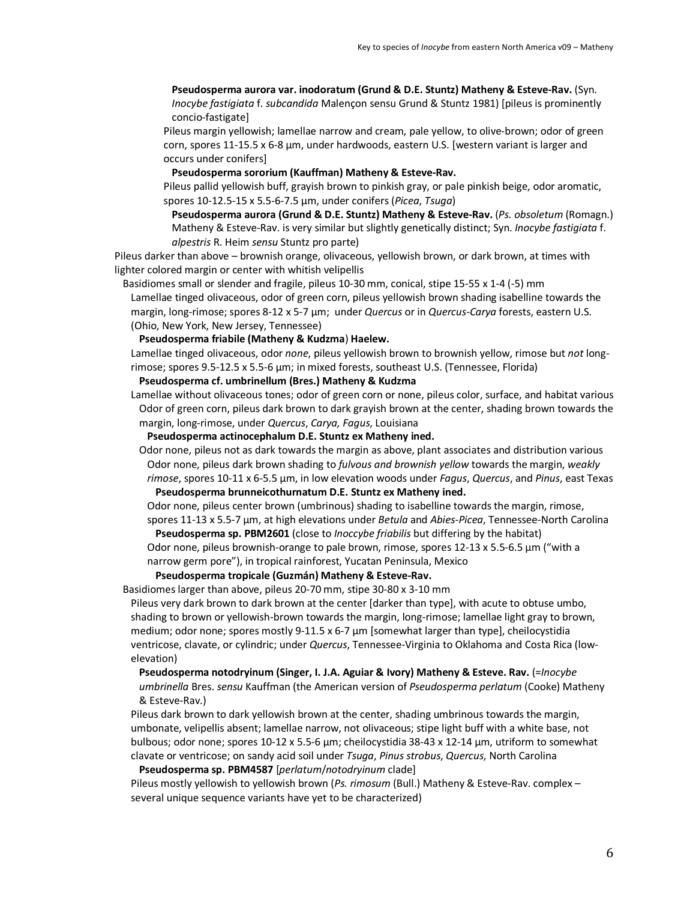**Pseudosperma aurora var. inodoratum (Grund & D.E. Stuntz) Matheny & Esteve-Rav.** (Syn. *Inocybe fastigiata* f. *subcandida* Malençon sensu Grund & Stuntz 1981) [pileus is prominently concio-fastigate]

Pileus margin yellowish; lamellae narrow and cream, pale yellow, to olive-brown; odor of green corn, spores 11-15.5 x 6-8 µm, under hardwoods, eastern U.S. [western variant is larger and occurs under conifers]

**Pseudosperma sororium (Kauffman) Matheny & Esteve-Rav.**

Pileus pallid yellowish buff, grayish brown to pinkish gray, or pale pinkish beige, odor aromatic, spores 10-12.5-15 x 5.5-6-7.5 µm, under conifers (*Picea*, *Tsuga*)

**Pseudosperma aurora (Grund & D.E. Stuntz) Matheny & Esteve-Rav.** (*Ps. obsoletum* (Romagn.) Matheny & Esteve-Rav. is very similar but slightly genetically distinct; Syn. *Inocybe fastigiata* f. *alpestris* R. Heim *sensu* Stuntz pro parte)

Pileus darker than above – brownish orange, olivaceous, yellowish brown, or dark brown, at times with lighter colored margin or center with whitish velipellis

Basidiomes small or slender and fragile, pileus 10-30 mm, conical, stipe 15-55 x 1-4 (-5) mm

Lamellae tinged olivaceous, odor of green corn, pileus yellowish brown shading isabelline towards the margin, long-rimose; spores 8-12 x 5-7 µm; under *Quercus* or in *Quercus*-*Carya* forests, eastern U.S. (Ohio, New York, New Jersey, Tennessee)

**Pseudosperma friabile (Matheny & Kudzma) Haelew.**

Lamellae tinged olivaceous, odor *none*, pileus yellowish brown to brownish yellow, rimose but *not* long-rimose; spores 9.5-12.5 x 5.5-6 µm; in mixed forests, southeast U.S. (Tennessee, Florida)

**Pseudosperma cf. umbrinellum (Bres.) Matheny & Kudzma**

Lamellae without olivaceous tones; odor of green corn or none, pileus color, surface, and habitat various

Odor of green corn, pileus dark brown to dark grayish brown at the center, shading brown towards the margin, long-rimose, under *Quercus*, *Carya, Fagus*, Louisiana

**Pseudosperma actinocephalum D.E. Stuntz ex Matheny ined.**

Odor none, pileus not as dark towards the margin as above, plant associates and distribution various

Odor none, pileus dark brown shading to *fulvous and brownish yellow* towards the margin, *weakly rimose*, spores 10-11 x 6-5.5 µm, in low elevation woods under *Fagus*, *Quercus*, and *Pinus*, east Texas

**Pseudosperma brunneicothurnatum D.E. Stuntz ex Matheny ined.**

Odor none, pileus center brown (umbrinous) shading to isabelline towards the margin, rimose, spores 11-13 x 5.5-7 µm, at high elevations under *Betula* and *Abies*-*Picea*, Tennessee-North Carolina

**Pseudosperma sp. PBM2601** (close to *Inoccybe friabilis* but differing by the habitat)

Odor none, pileus brownish-orange to pale brown, rimose, spores 12-13 x 5.5-6.5 µm ("with a narrow germ pore"), in tropical rainforest, Yucatan Peninsula, Mexico

**Pseudosperma tropicale (Guzmán) Matheny & Esteve-Rav.**

Basidiomes larger than above, pileus 20-70 mm, stipe 30-80 x 3-10 mm

Pileus very dark brown to dark brown at the center [darker than type], with acute to obtuse umbo, shading to brown or yellowish-brown towards the margin, long-rimose; lamellae light gray to brown, medium; odor none; spores mostly 9-11.5 x 6-7 µm [somewhat larger than type], cheilocystidia ventricose, clavate, or cylindric; under *Quercus*, Tennessee-Virginia to Oklahoma and Costa Rica (low-elevation)

**Pseudosperma notodryinum (Singer, I. J.A. Aguiar & Ivory) Matheny & Esteve. Rav.** (=*Inocybe umbrinella* Bres. *sensu* Kauffman (the American version of *Pseudosperma perlatum* (Cooke) Matheny & Esteve-Rav.)

Pileus dark brown to dark yellowish brown at the center, shading umbrinous towards the margin, umbonate, velipellis absent; lamellae narrow, not olivaceous; stipe light buff with a white base, not bulbous; odor none; spores 10-12 x 5.5-6 µm; cheilocystidia 38-43 x 12-14 µm, utriform to somewhat clavate or ventricose; on sandy acid soil under *Tsuga*, *Pinus strobus*, *Quercus*, North Carolina

**Pseudosperma sp. PBM4587** [*perlatum*/*notodryinum* clade]

Pileus mostly yellowish to yellowish brown (*Ps. rimosum* (Bull.) Matheny & Esteve-Rav. complex – several unique sequence variants have yet to be characterized)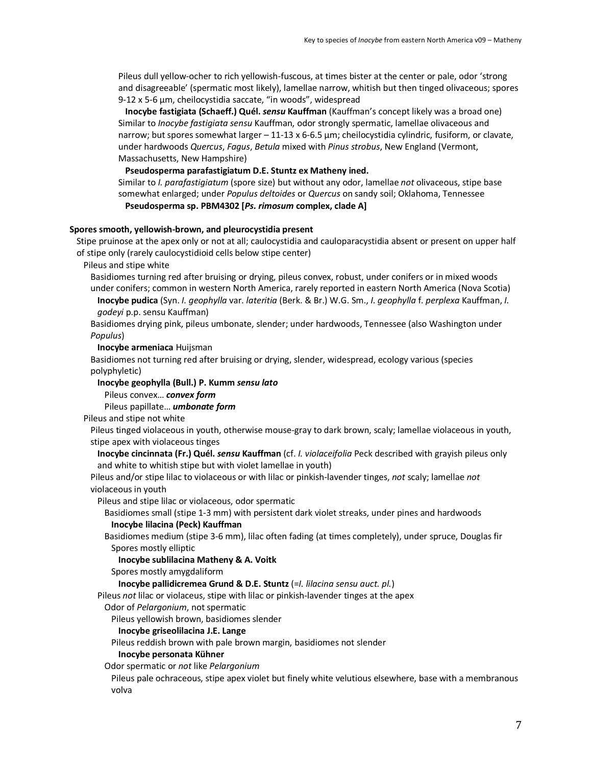Pileus dull yellow-ocher to rich yellowish-fuscous, at times bister at the center or pale, odor 'strong and disagreeable' (spermatic most likely), lamellae narrow, whitish but then tinged olivaceous; spores 9-12 x 5-6 µm, cheilocystidia saccate, "in woods", widespread

**Inocybe fastigiata (Schaeff.) Quél. *sensu* Kauffman** (Kauffman's concept likely was a broad one)

Similar to *Inocybe fastigiata sensu* Kauffman, odor strongly spermatic, lamellae olivaceous and narrow; but spores somewhat larger – 11-13 x 6-6.5 µm; cheilocystidia cylindric, fusiform, or clavate, under hardwoods *Quercus*, *Fagus*, *Betula* mixed with *Pinus strobus*, New England (Vermont, Massachusetts, New Hampshire)

**Pseudosperma parafastigiatum D.E. Stuntz ex Matheny ined.**

Similar to *I. parafastigiatum* (spore size) but without any odor, lamellae *not* olivaceous, stipe base somewhat enlarged; under *Populus deltoides* or *Quercus* on sandy soil; Oklahoma, Tennessee

**Pseudosperma sp. PBM4302 [*Ps. rimosum* complex, clade A]**

**Spores smooth, yellowish-brown, and pleurocystidia present**

Stipe pruinose at the apex only or not at all; caulocystidia and cauloparacystidia absent or present on upper half of stipe only (rarely caulocystidioid cells below stipe center)

Pileus and stipe white

Basidiomes turning red after bruising or drying, pileus convex, robust, under conifers or in mixed woods under conifers; common in western North America, rarely reported in eastern North America (Nova Scotia)

**Inocybe pudica** (Syn. *I. geophylla* var. *lateritia* (Berk. & Br.) W.G. Sm., *I. geophylla* f. *perplexa* Kauffman, *I. godeyi* p.p. sensu Kauffman)

Basidiomes drying pink, pileus umbonate, slender; under hardwoods, Tennessee (also Washington under *Populus*)

**Inocybe armeniaca** Huijsman

Basidiomes not turning red after bruising or drying, slender, widespread, ecology various (species polyphyletic)

**Inocybe geophylla (Bull.) P. Kumm *sensu lato***

Pileus convex… ***convex form***

Pileus papillate… ***umbonate form***

Pileus and stipe not white

Pileus tinged violaceous in youth, otherwise mouse-gray to dark brown, scaly; lamellae violaceous in youth, stipe apex with violaceous tinges

**Inocybe cincinnata (Fr.) Quél. *sensu* Kauffman** (cf. *I. violaceifolia* Peck described with grayish pileus only and white to whitish stipe but with violet lamellae in youth)

Pileus and/or stipe lilac to violaceous or with lilac or pinkish-lavender tinges, *not* scaly; lamellae *not* violaceous in youth

Pileus and stipe lilac or violaceous, odor spermatic

Basidiomes small (stipe 1-3 mm) with persistent dark violet streaks, under pines and hardwoods

**Inocybe lilacina (Peck) Kauffman**

Basidiomes medium (stipe 3-6 mm), lilac often fading (at times completely), under spruce, Douglas fir

Spores mostly elliptic

**Inocybe sublilacina Matheny & A. Voitk**

Spores mostly amygdaliform

**Inocybe pallidicremea Grund & D.E. Stuntz** (=*I. lilacina sensu auct. pl.*)

Pileus *not* lilac or violaceus, stipe with lilac or pinkish-lavender tinges at the apex

Odor of *Pelargonium*, not spermatic

Pileus yellowish brown, basidiomes slender

**Inocybe griseolilacina J.E. Lange**

Pileus reddish brown with pale brown margin, basidiomes not slender

**Inocybe personata Kühner**

Odor spermatic or *not* like *Pelargonium*

Pileus pale ochraceous, stipe apex violet but finely white velutious elsewhere, base with a membranous volva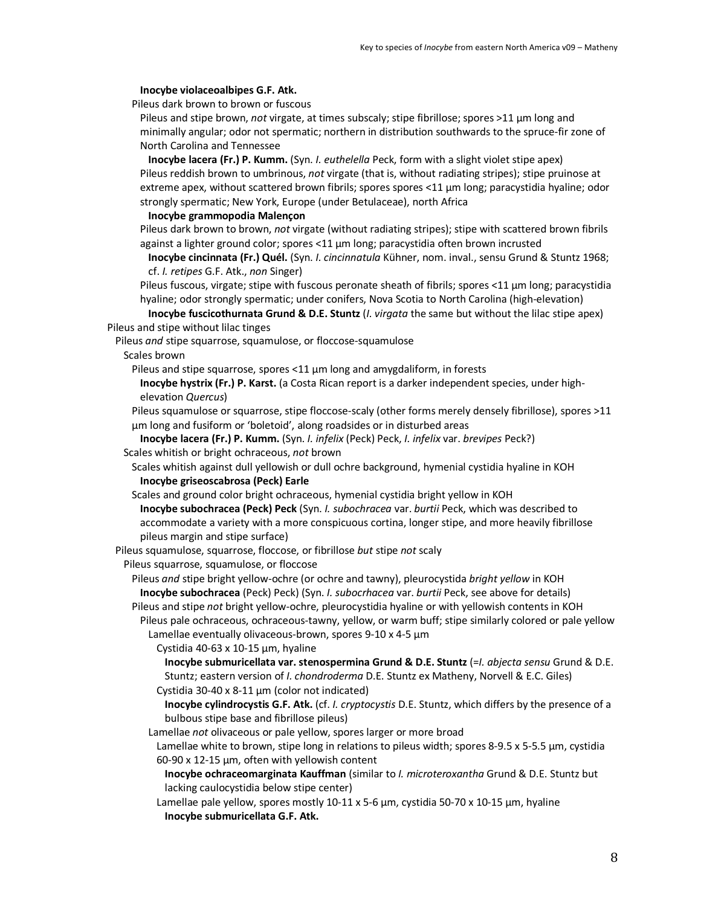**Inocybe violaceoalbipes G.F. Atk.**

Pileus dark brown to brown or fuscous

Pileus and stipe brown, *not* virgate, at times subscaly; stipe fibrillose; spores >11 µm long and minimally angular; odor not spermatic; northern in distribution southwards to the spruce-fir zone of North Carolina and Tennessee

**Inocybe lacera (Fr.) P. Kumm.** (Syn. *I. euthelella* Peck, form with a slight violet stipe apex)

Pileus reddish brown to umbrinous, *not* virgate (that is, without radiating stripes); stipe pruinose at extreme apex, without scattered brown fibrils; spores spores <11 µm long; paracystidia hyaline; odor strongly spermatic; New York, Europe (under Betulaceae), north Africa

**Inocybe grammopodia Malençon**

Pileus dark brown to brown, *not* virgate (without radiating stripes); stipe with scattered brown fibrils against a lighter ground color; spores <11 µm long; paracystidia often brown incrusted

**Inocybe cincinnata (Fr.) Quél.** (Syn. *I. cincinnatula* Kühner, nom. inval., sensu Grund & Stuntz 1968; cf. *I. retipes* G.F. Atk., *non* Singer)

Pileus fuscous, virgate; stipe with fuscous peronate sheath of fibrils; spores <11 µm long; paracystidia hyaline; odor strongly spermatic; under conifers, Nova Scotia to North Carolina (high-elevation)

**Inocybe fuscicothurnata Grund & D.E. Stuntz** (*I. virgata* the same but without the lilac stipe apex)

Pileus and stipe without lilac tinges

Pileus *and* stipe squarrose, squamulose, or floccose-squamulose

Scales brown

Pileus and stipe squarrose, spores <11 µm long and amygdaliform, in forests

**Inocybe hystrix (Fr.) P. Karst.** (a Costa Rican report is a darker independent species, under high-elevation *Quercus*)

Pileus squamulose or squarrose, stipe floccose-scaly (other forms merely densely fibrillose), spores >11 µm long and fusiform or 'boletoid', along roadsides or in disturbed areas

**Inocybe lacera (Fr.) P. Kumm.** (Syn. *I. infelix* (Peck) Peck, *I. infelix* var. *brevipes* Peck?)

Scales whitish or bright ochraceous, *not* brown

Scales whitish against dull yellowish or dull ochre background, hymenial cystidia hyaline in KOH

**Inocybe griseoscabrosa (Peck) Earle**

Scales and ground color bright ochraceous, hymenial cystidia bright yellow in KOH

**Inocybe subochracea (Peck) Peck** (Syn. *I. subochracea* var. *burtii* Peck, which was described to accommodate a variety with a more conspicuous cortina, longer stipe, and more heavily fibrillose pileus margin and stipe surface)

Pileus squamulose, squarrose, floccose, or fibrillose *but* stipe *not* scaly

Pileus squarrose, squamulose, or floccose

Pileus *and* stipe bright yellow-ochre (or ochre and tawny), pleurocystida *bright yellow* in KOH

**Inocybe subochracea** (Peck) Peck) (Syn. *I. subocrhacea* var. *burtii* Peck, see above for details)

Pileus and stipe *not* bright yellow-ochre, pleurocystidia hyaline or with yellowish contents in KOH

Pileus pale ochraceous, ochraceous-tawny, yellow, or warm buff; stipe similarly colored or pale yellow

Lamellae eventually olivaceous-brown, spores 9-10 x 4-5 µm

Cystidia 40-63 x 10-15 µm, hyaline

**Inocybe submuricellata var. stenospermina Grund & D.E. Stuntz** (=*I. abjecta sensu* Grund & D.E. Stuntz; eastern version of *I. chondroderma* D.E. Stuntz ex Matheny, Norvell & E.C. Giles)

Cystidia 30-40 x 8-11 µm (color not indicated)

**Inocybe cylindrocystis G.F. Atk.** (cf. *I. cryptocystis* D.E. Stuntz, which differs by the presence of a bulbous stipe base and fibrillose pileus)

Lamellae *not* olivaceous or pale yellow, spores larger or more broad

Lamellae white to brown, stipe long in relations to pileus width; spores 8-9.5 x 5-5.5 µm, cystidia 60-90 x 12-15 µm, often with yellowish content

**Inocybe ochraceomarginata Kauffman** (similar to *I. microteroxantha* Grund & D.E. Stuntz but lacking caulocystidia below stipe center)

Lamellae pale yellow, spores mostly 10-11 x 5-6 µm, cystidia 50-70 x 10-15 µm, hyaline

**Inocybe submuricellata G.F. Atk.**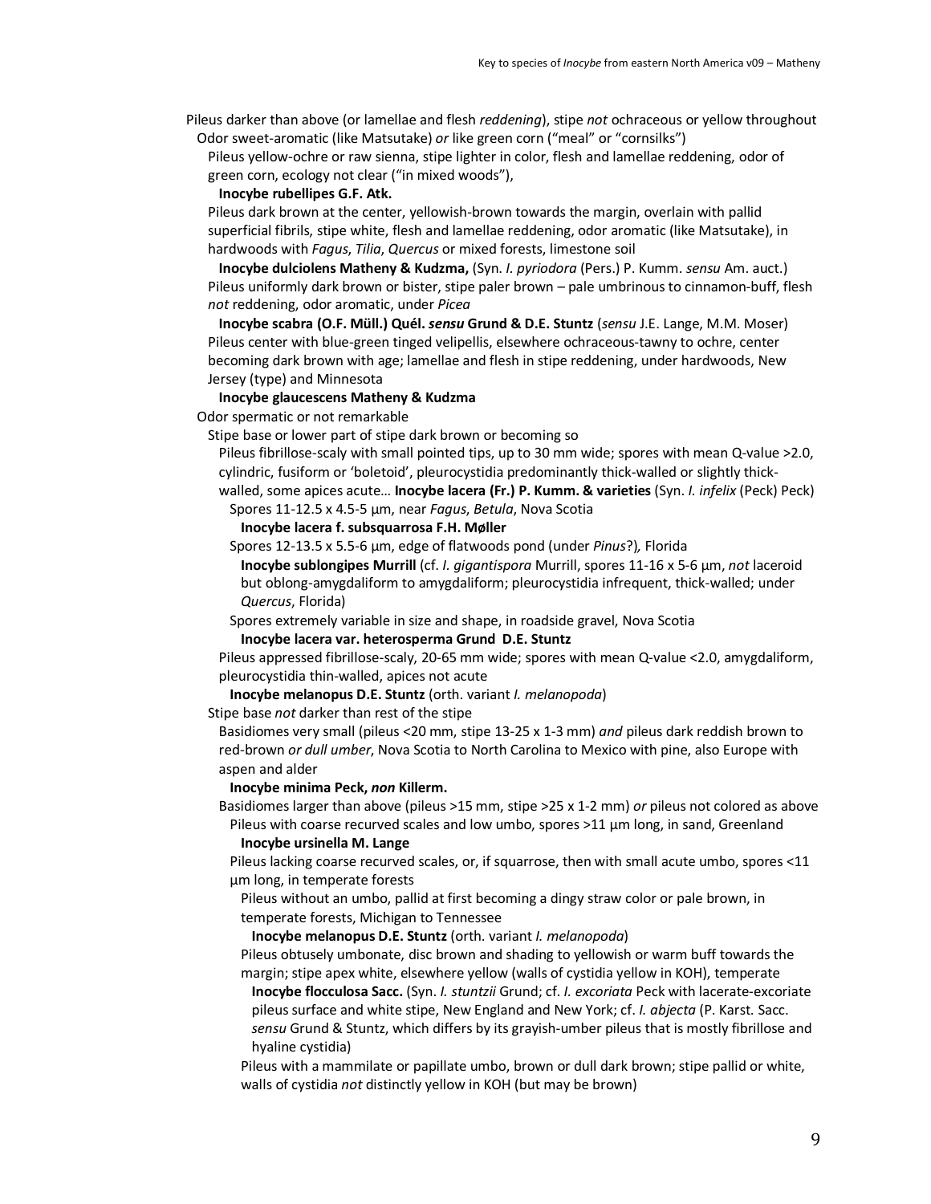Pileus darker than above (or lamellae and flesh *reddening*), stipe *not* ochraceous or yellow throughout

Odor sweet-aromatic (like Matsutake) *or* like green corn ("meal" or "cornsilks")

Pileus yellow-ochre or raw sienna, stipe lighter in color, flesh and lamellae reddening, odor of green corn, ecology not clear ("in mixed woods"),

**Inocybe rubellipes G.F. Atk.**

Pileus dark brown at the center, yellowish-brown towards the margin, overlain with pallid superficial fibrils, stipe white, flesh and lamellae reddening, odor aromatic (like Matsutake), in hardwoods with *Fagus*, *Tilia*, *Quercus* or mixed forests, limestone soil

**Inocybe dulciolens Matheny & Kudzma,** (Syn. *I. pyriodora* (Pers.) P. Kumm. *sensu* Am. auct.)

Pileus uniformly dark brown or bister, stipe paler brown – pale umbrinous to cinnamon-buff, flesh *not* reddening, odor aromatic, under *Picea*

**Inocybe scabra (O.F. Müll.) Quél. *sensu* Grund & D.E. Stuntz** (*sensu* J.E. Lange, M.M. Moser)

Pileus center with blue-green tinged velipellis, elsewhere ochraceous-tawny to ochre, center becoming dark brown with age; lamellae and flesh in stipe reddening, under hardwoods, New Jersey (type) and Minnesota

**Inocybe glaucescens Matheny & Kudzma**

Odor spermatic or not remarkable

Stipe base or lower part of stipe dark brown or becoming so

Pileus fibrillose-scaly with small pointed tips, up to 30 mm wide; spores with mean Q-value >2.0, cylindric, fusiform or 'boletoid', pleurocystidia predominantly thick-walled or slightly thick-walled, some apices acute… **Inocybe lacera (Fr.) P. Kumm. & varieties** (Syn. *I. infelix* (Peck) Peck)

Spores 11-12.5 x 4.5-5 µm, near *Fagus*, *Betula*, Nova Scotia

**Inocybe lacera f. subsquarrosa F.H. Møller**

Spores 12-13.5 x 5.5-6 µm, edge of flatwoods pond (under *Pinus*?), Florida

**Inocybe sublongipes Murrill** (cf. *I. gigantispora* Murrill, spores 11-16 x 5-6 µm, *not* laceroid but oblong-amygdaliform to amygdaliform; pleurocystidia infrequent, thick-walled; under *Quercus*, Florida)

Spores extremely variable in size and shape, in roadside gravel, Nova Scotia

**Inocybe lacera var. heterosperma Grund D.E. Stuntz**

Pileus appressed fibrillose-scaly, 20-65 mm wide; spores with mean Q-value <2.0, amygdaliform, pleurocystidia thin-walled, apices not acute

**Inocybe melanopus D.E. Stuntz** (orth. variant *I. melanopoda*)

Stipe base *not* darker than rest of the stipe

Basidiomes very small (pileus <20 mm, stipe 13-25 x 1-3 mm) *and* pileus dark reddish brown to red-brown *or dull umber*, Nova Scotia to North Carolina to Mexico with pine, also Europe with aspen and alder

**Inocybe minima Peck, *non* Killerm.**

Basidiomes larger than above (pileus >15 mm, stipe >25 x 1-2 mm) *or* pileus not colored as above

Pileus with coarse recurved scales and low umbo, spores >11 µm long, in sand, Greenland

**Inocybe ursinella M. Lange**

Pileus lacking coarse recurved scales, or, if squarrose, then with small acute umbo, spores <11 µm long, in temperate forests

Pileus without an umbo, pallid at first becoming a dingy straw color or pale brown, in temperate forests, Michigan to Tennessee

**Inocybe melanopus D.E. Stuntz** (orth. variant *I. melanopoda*)

Pileus obtusely umbonate, disc brown and shading to yellowish or warm buff towards the margin; stipe apex white, elsewhere yellow (walls of cystidia yellow in KOH), temperate

**Inocybe flocculosa Sacc.** (Syn. *I. stuntzii* Grund; cf. *I. excoriata* Peck with lacerate-excoriate pileus surface and white stipe, New England and New York; cf. *I. abjecta* (P. Karst. Sacc. *sensu* Grund & Stuntz, which differs by its grayish-umber pileus that is mostly fibrillose and hyaline cystidia)

Pileus with a mammilate or papillate umbo, brown or dull dark brown; stipe pallid or white, walls of cystidia *not* distinctly yellow in KOH (but may be brown)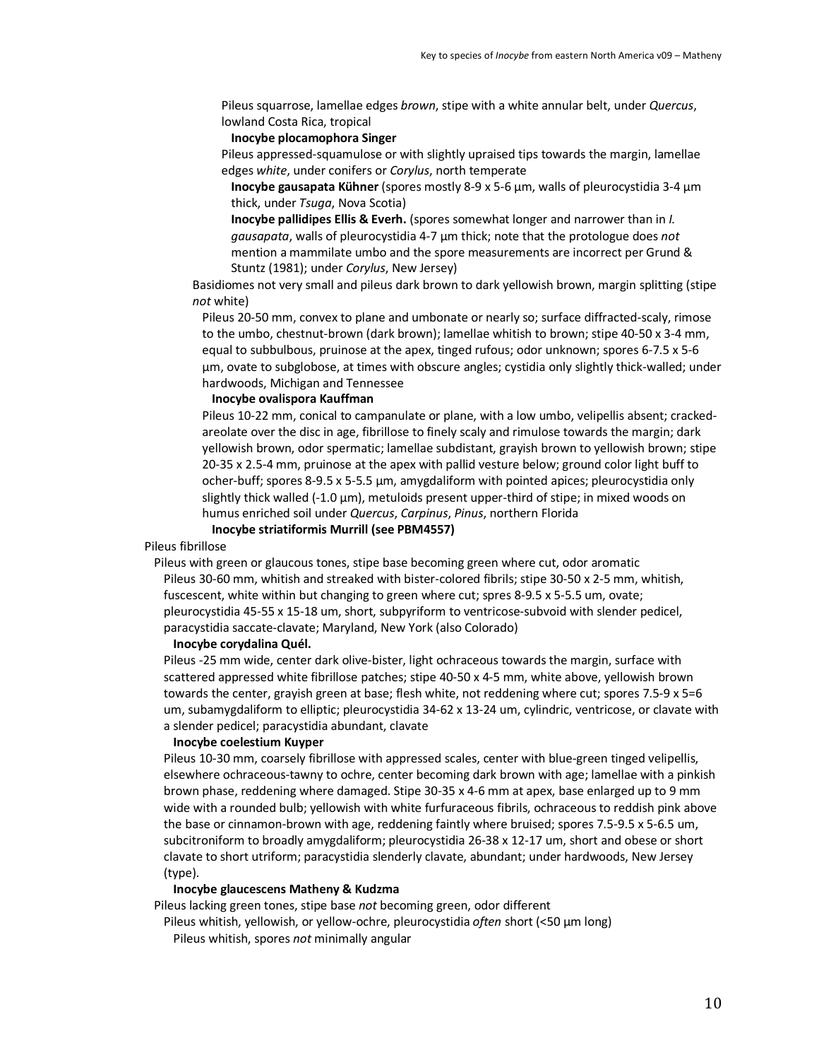Pileus squarrose, lamellae edges *brown*, stipe with a white annular belt, under *Quercus*, lowland Costa Rica, tropical

**Inocybe plocamophora Singer**

Pileus appressed-squamulose or with slightly upraised tips towards the margin, lamellae edges *white*, under conifers or *Corylus*, north temperate

**Inocybe gausapata Kühner** (spores mostly 8-9 x 5-6 µm, walls of pleurocystidia 3-4 µm thick, under *Tsuga*, Nova Scotia)

**Inocybe pallidipes Ellis & Everh.** (spores somewhat longer and narrower than in *I. gausapata*, walls of pleurocystidia 4-7 µm thick; note that the protologue does *not* mention a mammilate umbo and the spore measurements are incorrect per Grund & Stuntz (1981); under *Corylus*, New Jersey)

Basidiomes not very small and pileus dark brown to dark yellowish brown, margin splitting (stipe *not* white)

Pileus 20-50 mm, convex to plane and umbonate or nearly so; surface diffracted-scaly, rimose to the umbo, chestnut-brown (dark brown); lamellae whitish to brown; stipe 40-50 x 3-4 mm, equal to subbulbous, pruinose at the apex, tinged rufous; odor unknown; spores 6-7.5 x 5-6 µm, ovate to subglobose, at times with obscure angles; cystidia only slightly thick-walled; under hardwoods, Michigan and Tennessee

**Inocybe ovalispora Kauffman**

Pileus 10-22 mm, conical to campanulate or plane, with a low umbo, velipellis absent; cracked-areolate over the disc in age, fibrillose to finely scaly and rimulose towards the margin; dark yellowish brown, odor spermatic; lamellae subdistant, grayish brown to yellowish brown; stipe 20-35 x 2.5-4 mm, pruinose at the apex with pallid vesture below; ground color light buff to ocher-buff; spores 8-9.5 x 5-5.5 µm, amygdaliform with pointed apices; pleurocystidia only slightly thick walled (-1.0 µm), metuloids present upper-third of stipe; in mixed woods on humus enriched soil under *Quercus*, *Carpinus*, *Pinus*, northern Florida

**Inocybe striatiformis Murrill (see PBM4557)**

Pileus fibrillose

Pileus with green or glaucous tones, stipe base becoming green where cut, odor aromatic

Pileus 30-60 mm, whitish and streaked with bister-colored fibrils; stipe 30-50 x 2-5 mm, whitish, fuscescent, white within but changing to green where cut; spres 8-9.5 x 5-5.5 um, ovate; pleurocystidia 45-55 x 15-18 um, short, subpyriform to ventricose-subvoid with slender pedicel, paracystidia saccate-clavate; Maryland, New York (also Colorado)

**Inocybe corydalina Quél.**

Pileus -25 mm wide, center dark olive-bister, light ochraceous towards the margin, surface with scattered appressed white fibrillose patches; stipe 40-50 x 4-5 mm, white above, yellowish brown towards the center, grayish green at base; flesh white, not reddening where cut; spores 7.5-9 x 5=6 um, subamygdaliform to elliptic; pleurocystidia 34-62 x 13-24 um, cylindric, ventricose, or clavate with a slender pedicel; paracystidia abundant, clavate

**Inocybe coelestium Kuyper**

Pileus 10-30 mm, coarsely fibrillose with appressed scales, center with blue-green tinged velipellis, elsewhere ochraceous-tawny to ochre, center becoming dark brown with age; lamellae with a pinkish brown phase, reddening where damaged. Stipe 30-35 x 4-6 mm at apex, base enlarged up to 9 mm wide with a rounded bulb; yellowish with white furfuraceous fibrils, ochraceous to reddish pink above the base or cinnamon-brown with age, reddening faintly where bruised; spores 7.5-9.5 x 5-6.5 um, subcitroniform to broadly amygdaliform; pleurocystidia 26-38 x 12-17 um, short and obese or short clavate to short utriform; paracystidia slenderly clavate, abundant; under hardwoods, New Jersey (type).

**Inocybe glaucescens Matheny & Kudzma**

Pileus lacking green tones, stipe base *not* becoming green, odor different

Pileus whitish, yellowish, or yellow-ochre, pleurocystidia *often* short (<50 µm long)

Pileus whitish, spores *not* minimally angular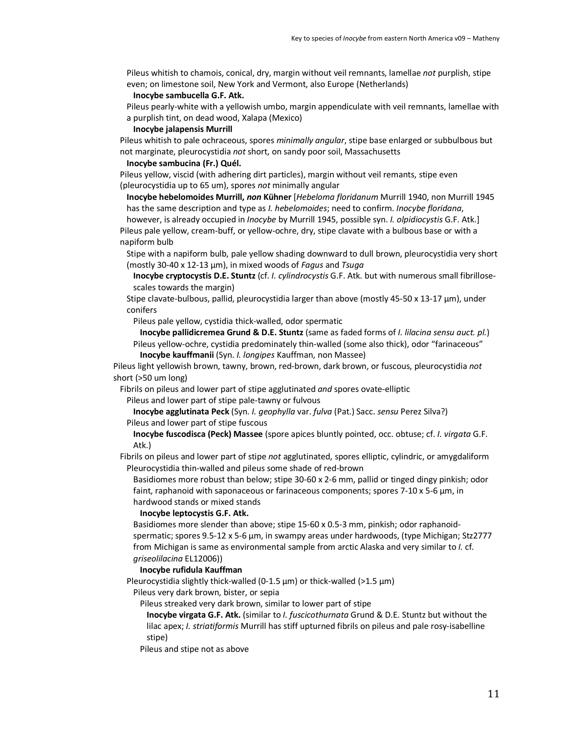Pileus whitish to chamois, conical, dry, margin without veil remnants, lamellae *not* purplish, stipe even; on limestone soil, New York and Vermont, also Europe (Netherlands)

**Inocybe sambucella G.F. Atk.**

Pileus pearly-white with a yellowish umbo, margin appendiculate with veil remnants, lamellae with a purplish tint, on dead wood, Xalapa (Mexico)

**Inocybe jalapensis Murrill**

Pileus whitish to pale ochraceous, spores *minimally angular*, stipe base enlarged or subbulbous but not marginate, pleurocystidia *not* short, on sandy poor soil, Massachusetts

**Inocybe sambucina (Fr.) Quél.**

Pileus yellow, viscid (with adhering dirt particles), margin without veil remants, stipe even (pleurocystidia up to 65 um), spores *not* minimally angular

**Inocybe hebelomoides Murrill, *non* Kühner** [*Hebeloma floridanum* Murrill 1940, non Murrill 1945 has the same description and type as *I. hebelomoides*; need to confirm. *Inocybe floridana*, however, is already occupied in *Inocybe* by Murrill 1945, possible syn. *I. olpidiocystis* G.F. Atk.]

Pileus pale yellow, cream-buff, or yellow-ochre, dry, stipe clavate with a bulbous base or with a napiform bulb

Stipe with a napiform bulb, pale yellow shading downward to dull brown, pleurocystidia very short (mostly 30-40 x 12-13 µm), in mixed woods of *Fagus* and *Tsuga*

**Inocybe cryptocystis D.E. Stuntz** (cf. *I. cylindrocystis* G.F. Atk. but with numerous small fibrillose-scales towards the margin)

Stipe clavate-bulbous, pallid, pleurocystidia larger than above (mostly 45-50 x 13-17 µm), under conifers

Pileus pale yellow, cystidia thick-walled, odor spermatic

**Inocybe pallidicremea Grund & D.E. Stuntz** (same as faded forms of *I. lilacina sensu auct. pl.*)

Pileus yellow-ochre, cystidia predominately thin-walled (some also thick), odor "farinaceous"

**Inocybe kauffmanii** (Syn. *I. longipes* Kauffman, non Massee)

Pileus light yellowish brown, tawny, brown, red-brown, dark brown, or fuscous, pleurocystidia *not* short (>50 um long)

Fibrils on pileus and lower part of stipe agglutinated *and* spores ovate-elliptic

Pileus and lower part of stipe pale-tawny or fulvous

**Inocybe agglutinata Peck** (Syn. *I. geophylla* var. *fulva* (Pat.) Sacc. *sensu* Perez Silva?)

Pileus and lower part of stipe fuscous

**Inocybe fuscodisca (Peck) Massee** (spore apices bluntly pointed, occ. obtuse; cf. *I. virgata* G.F. Atk.)

Fibrils on pileus and lower part of stipe *not* agglutinated, spores elliptic, cylindric, or amygdaliform

Pleurocystidia thin-walled and pileus some shade of red-brown

Basidiomes more robust than below; stipe 30-60 x 2-6 mm, pallid or tinged dingy pinkish; odor faint, raphanoid with saponaceous or farinaceous components; spores 7-10 x 5-6 µm, in hardwood stands or mixed stands

**Inocybe leptocystis G.F. Atk.**

Basidiomes more slender than above; stipe 15-60 x 0.5-3 mm, pinkish; odor raphanoid-spermatic; spores 9.5-12 x 5-6 µm, in swampy areas under hardwoods, (type Michigan; Stz2777 from Michigan is same as environmental sample from arctic Alaska and very similar to *I.* cf. *griseolilacina* EL12006))

**Inocybe rufidula Kauffman**

Pleurocystidia slightly thick-walled (0-1.5 µm) or thick-walled (>1.5 µm)

Pileus very dark brown, bister, or sepia

Pileus streaked very dark brown, similar to lower part of stipe

**Inocybe virgata G.F. Atk.** (similar to *I. fuscicothurnata* Grund & D.E. Stuntz but without the lilac apex; *I. striatiformis* Murrill has stiff upturned fibrils on pileus and pale rosy-isabelline stipe)

Pileus and stipe not as above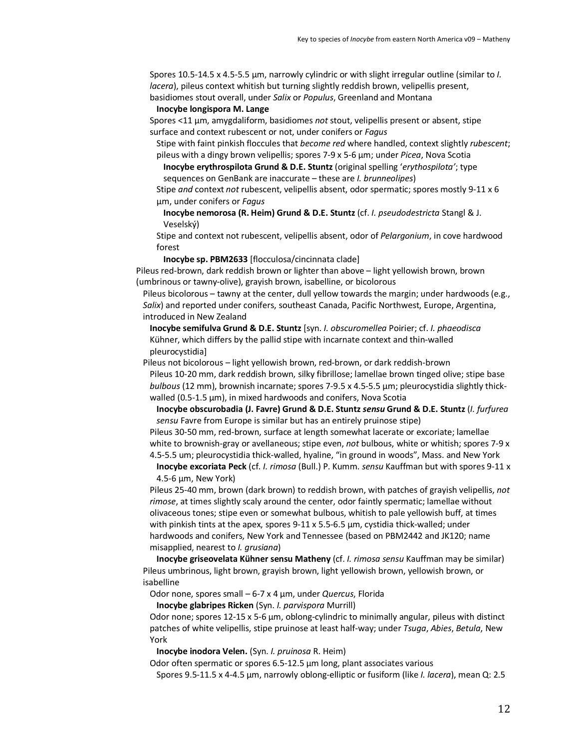Spores 10.5-14.5 x 4.5-5.5 µm, narrowly cylindric or with slight irregular outline (similar to *I. lacera*), pileus context whitish but turning slightly reddish brown, velipellis present, basidiomes stout overall, under *Salix* or *Populus*, Greenland and Montana

**Inocybe longispora M. Lange**

Spores <11 µm, amygdaliform, basidiomes *not* stout, velipellis present or absent, stipe surface and context rubescent or not, under conifers or *Fagus*

Stipe with faint pinkish floccules that *become red* where handled, context slightly *rubescent*; pileus with a dingy brown velipellis; spores 7-9 x 5-6 µm; under *Picea*, Nova Scotia

**Inocybe erythrospilota Grund & D.E. Stuntz** (original spelling '*erythospilota'*; type sequences on GenBank are inaccurate – these are *I. brunneolipes*)

Stipe *and* context *not* rubescent, velipellis absent, odor spermatic; spores mostly 9-11 x 6 µm, under conifers or *Fagus*

**Inocybe nemorosa (R. Heim) Grund & D.E. Stuntz** (cf. *I. pseudodestricta* Stangl & J. Veselský)

Stipe and context not rubescent, velipellis absent, odor of *Pelargonium*, in cove hardwood forest

**Inocybe sp. PBM2633** [flocculosa/cincinnata clade]

Pileus red-brown, dark reddish brown or lighter than above – light yellowish brown, brown (umbrinous or tawny-olive), grayish brown, isabelline, or bicolorous

Pileus bicolorous – tawny at the center, dull yellow towards the margin; under hardwoods (e.g., *Salix*) and reported under conifers, southeast Canada, Pacific Northwest, Europe, Argentina, introduced in New Zealand

**Inocybe semifulva Grund & D.E. Stuntz** [syn. *I. obscuromellea* Poirier; cf. *I. phaeodisca* Kühner, which differs by the pallid stipe with incarnate context and thin-walled pleurocystidia]

Pileus not bicolorous – light yellowish brown, red-brown, or dark reddish-brown

Pileus 10-20 mm, dark reddish brown, silky fibrillose; lamellae brown tinged olive; stipe base *bulbous* (12 mm), brownish incarnate; spores 7-9.5 x 4.5-5.5 µm; pleurocystidia slightly thick-walled (0.5-1.5 µm), in mixed hardwoods and conifers, Nova Scotia

**Inocybe obscurobadia (J. Favre) Grund & D.E. Stuntz *sensu* Grund & D.E. Stuntz** (*I. furfurea sensu* Favre from Europe is similar but has an entirely pruinose stipe)

Pileus 30-50 mm, red-brown, surface at length somewhat lacerate or excoriate; lamellae white to brownish-gray or avellaneous; stipe even, *not* bulbous, white or whitish; spores 7-9 x 4.5-5.5 um; pleurocystidia thick-walled, hyaline, "in ground in woods", Mass. and New York

**Inocybe excoriata Peck** (cf. *I. rimosa* (Bull.) P. Kumm. *sensu* Kauffman but with spores 9-11 x 4.5-6 µm, New York)

Pileus 25-40 mm, brown (dark brown) to reddish brown, with patches of grayish velipellis, *not rimose*, at times slightly scaly around the center, odor faintly spermatic; lamellae without olivaceous tones; stipe even or somewhat bulbous, whitish to pale yellowish buff, at times with pinkish tints at the apex, spores 9-11 x 5.5-6.5 µm, cystidia thick-walled; under hardwoods and conifers, New York and Tennessee (based on PBM2442 and JK120; name misapplied, nearest to *I. grusiana*)

**Inocybe griseovelata Kühner sensu Matheny** (cf. *I. rimosa sensu* Kauffman may be similar)

Pileus umbrinous, light brown, grayish brown, light yellowish brown, yellowish brown, or isabelline

Odor none, spores small – 6-7 x 4 µm, under *Quercus*, Florida

**Inocybe glabripes Ricken** (Syn. *I. parvispora* Murrill)

Odor none; spores 12-15 x 5-6 µm, oblong-cylindric to minimally angular, pileus with distinct patches of white velipellis, stipe pruinose at least half-way; under *Tsuga*, *Abies*, *Betula*, New York

**Inocybe inodora Velen.** (Syn. *I. pruinosa* R. Heim)

Odor often spermatic or spores 6.5-12.5 µm long, plant associates various

Spores 9.5-11.5 x 4-4.5 µm, narrowly oblong-elliptic or fusiform (like *I. lacera*), mean Q: 2.5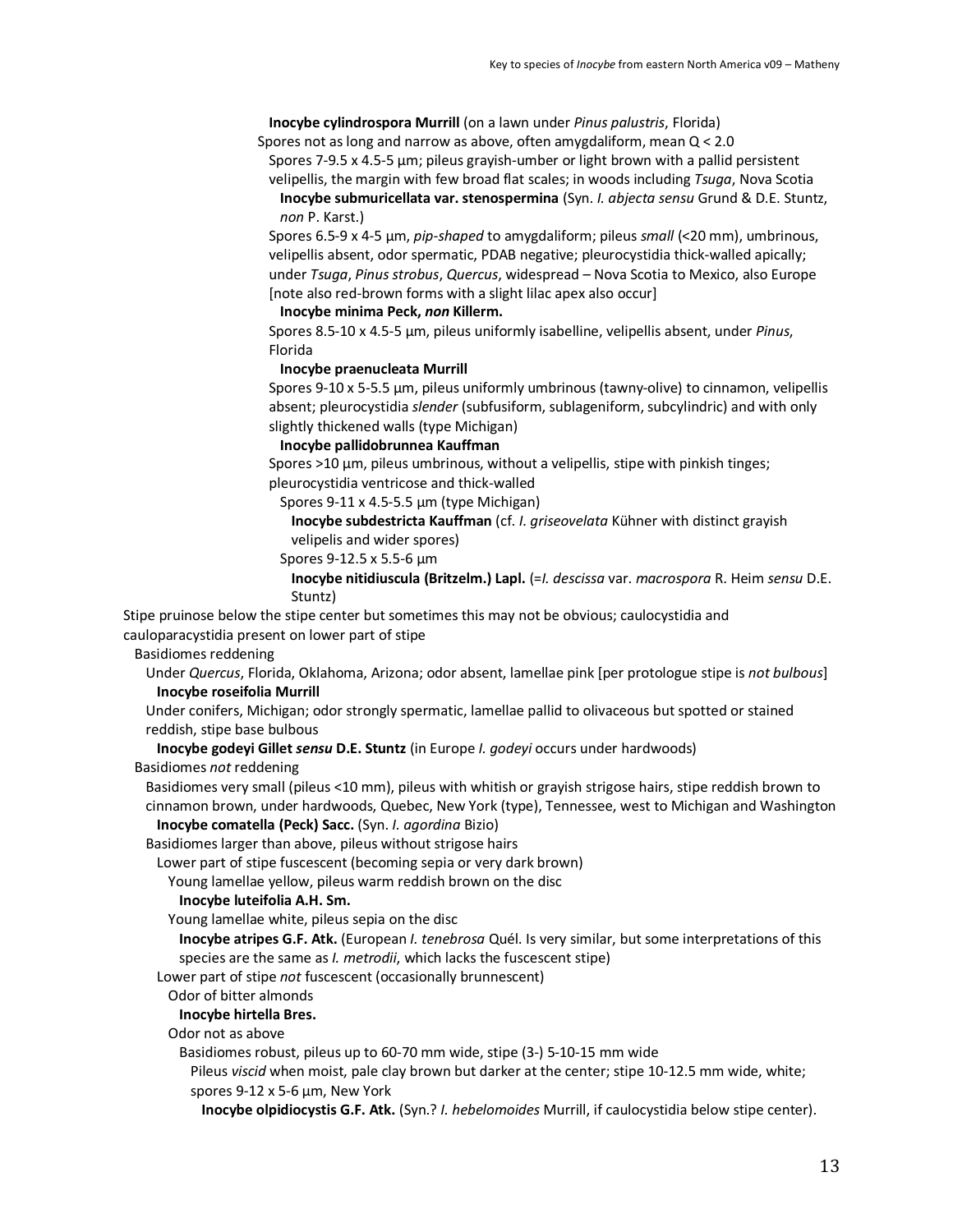**Inocybe cylindrospora Murrill** (on a lawn under *Pinus palustris*, Florida)

Spores not as long and narrow as above, often amygdaliform, mean Q < 2.0

Spores 7-9.5 x 4.5-5 µm; pileus grayish-umber or light brown with a pallid persistent velipellis, the margin with few broad flat scales; in woods including *Tsuga*, Nova Scotia

**Inocybe submuricellata var. stenospermina** (Syn. *I. abjecta sensu* Grund & D.E. Stuntz, *non* P. Karst.)

Spores 6.5-9 x 4-5 µm, *pip-shaped* to amygdaliform; pileus *small* (<20 mm), umbrinous, velipellis absent, odor spermatic, PDAB negative; pleurocystidia thick-walled apically; under *Tsuga*, *Pinus strobus*, *Quercus*, widespread – Nova Scotia to Mexico, also Europe [note also red-brown forms with a slight lilac apex also occur]

**Inocybe minima Peck, *non* Killerm.**

Spores 8.5-10 x 4.5-5 µm, pileus uniformly isabelline, velipellis absent, under *Pinus*, Florida

**Inocybe praenucleata Murrill**

Spores 9-10 x 5-5.5 µm, pileus uniformly umbrinous (tawny-olive) to cinnamon, velipellis absent; pleurocystidia *slender* (subfusiform, sublageniform, subcylindric) and with only slightly thickened walls (type Michigan)

**Inocybe pallidobrunnea Kauffman**

Spores >10 µm, pileus umbrinous, without a velipellis, stipe with pinkish tinges; pleurocystidia ventricose and thick-walled

Spores 9-11 x 4.5-5.5 µm (type Michigan)

**Inocybe subdestricta Kauffman** (cf. *I. griseovelata* Kühner with distinct grayish velipelis and wider spores)

Spores 9-12.5 x 5.5-6 µm

**Inocybe nitidiuscula (Britzelm.) Lapl.** (=*I. descissa* var. *macrospora* R. Heim *sensu* D.E. Stuntz)

Stipe pruinose below the stipe center but sometimes this may not be obvious; caulocystidia and cauloparacystidia present on lower part of stipe

Basidiomes reddening

Under *Quercus*, Florida, Oklahoma, Arizona; odor absent, lamellae pink [per protologue stipe is *not bulbous*]

**Inocybe roseifolia Murrill**

Under conifers, Michigan; odor strongly spermatic, lamellae pallid to olivaceous but spotted or stained reddish, stipe base bulbous

**Inocybe godeyi Gillet *sensu* D.E. Stuntz** (in Europe *I. godeyi* occurs under hardwoods)

Basidiomes *not* reddening

Basidiomes very small (pileus <10 mm), pileus with whitish or grayish strigose hairs, stipe reddish brown to cinnamon brown, under hardwoods, Quebec, New York (type), Tennessee, west to Michigan and Washington

**Inocybe comatella (Peck) Sacc.** (Syn. *I. agordina* Bizio)

Basidiomes larger than above, pileus without strigose hairs

Lower part of stipe fuscescent (becoming sepia or very dark brown)

Young lamellae yellow, pileus warm reddish brown on the disc

**Inocybe luteifolia A.H. Sm.**

Young lamellae white, pileus sepia on the disc

**Inocybe atripes G.F. Atk.** (European *I. tenebrosa* Quél. Is very similar, but some interpretations of this species are the same as *I. metrodii*, which lacks the fuscescent stipe)

Lower part of stipe *not* fuscescent (occasionally brunnescent)

Odor of bitter almonds

**Inocybe hirtella Bres.**

Odor not as above

Basidiomes robust, pileus up to 60-70 mm wide, stipe (3-) 5-10-15 mm wide

Pileus *viscid* when moist, pale clay brown but darker at the center; stipe 10-12.5 mm wide, white; spores 9-12 x 5-6 µm, New York

**Inocybe olpidiocystis G.F. Atk.** (Syn.? *I. hebelomoides* Murrill, if caulocystidia below stipe center).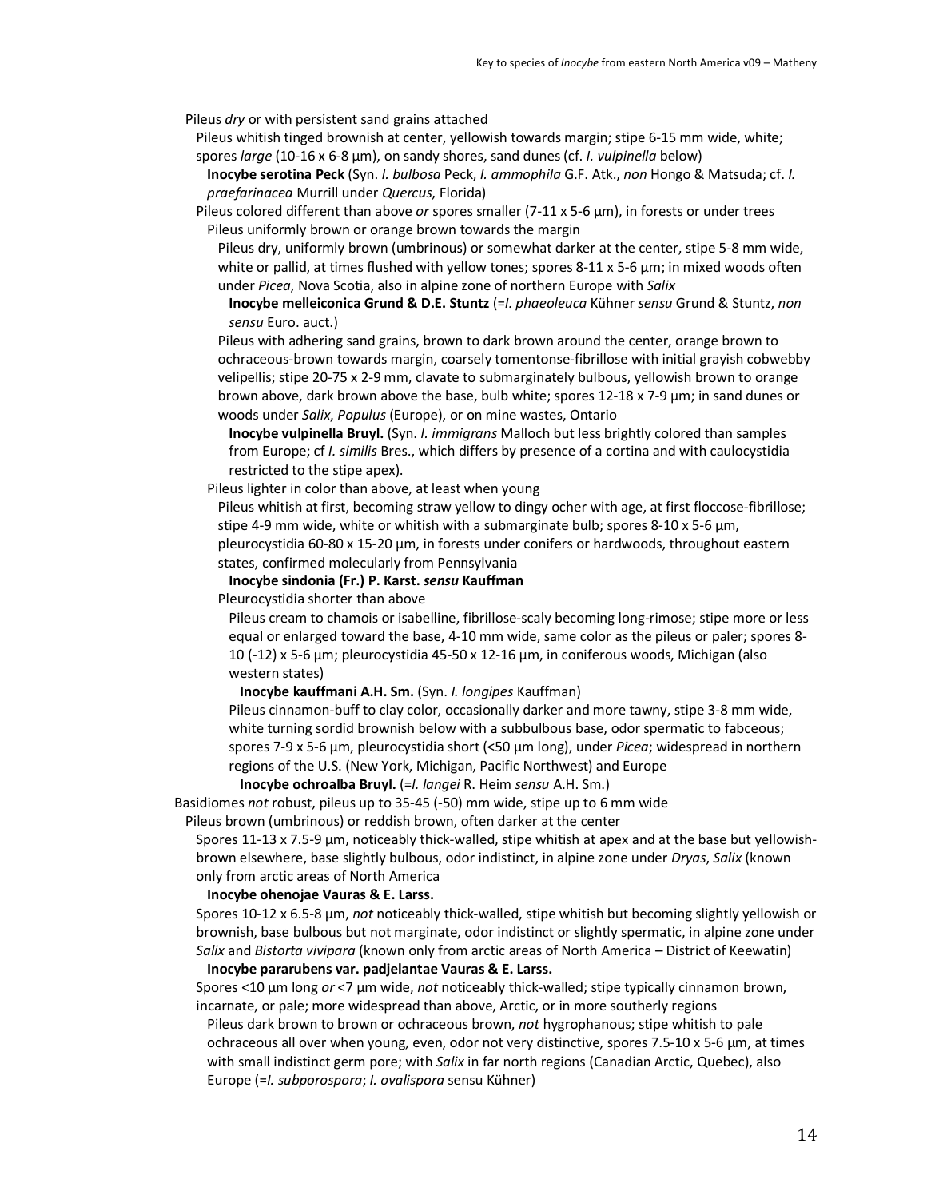Pileus *dry* or with persistent sand grains attached

Pileus whitish tinged brownish at center, yellowish towards margin; stipe 6-15 mm wide, white; spores *large* (10-16 x 6-8 µm), on sandy shores, sand dunes (cf. *I. vulpinella* below)

**Inocybe serotina Peck** (Syn. *I. bulbosa* Peck, *I. ammophila* G.F. Atk., *non* Hongo & Matsuda; cf. *I. praefarinacea* Murrill under *Quercus*, Florida)

Pileus colored different than above *or* spores smaller (7-11 x 5-6 µm), in forests or under trees

Pileus uniformly brown or orange brown towards the margin

Pileus dry, uniformly brown (umbrinous) or somewhat darker at the center, stipe 5-8 mm wide, white or pallid, at times flushed with yellow tones; spores 8-11 x 5-6 µm; in mixed woods often under *Picea*, Nova Scotia, also in alpine zone of northern Europe with *Salix*

**Inocybe melleiconica Grund & D.E. Stuntz** (=*I. phaeoleuca* Kühner *sensu* Grund & Stuntz, *non sensu* Euro. auct.)

Pileus with adhering sand grains, brown to dark brown around the center, orange brown to ochraceous-brown towards margin, coarsely tomentonse-fibrillose with initial grayish cobwebby velipellis; stipe 20-75 x 2-9 mm, clavate to submarginately bulbous, yellowish brown to orange brown above, dark brown above the base, bulb white; spores 12-18 x 7-9 µm; in sand dunes or woods under *Salix*, *Populus* (Europe), or on mine wastes, Ontario

**Inocybe vulpinella Bruyl.** (Syn. *I. immigrans* Malloch but less brightly colored than samples from Europe; cf *I. similis* Bres., which differs by presence of a cortina and with caulocystidia restricted to the stipe apex).

Pileus lighter in color than above, at least when young

Pileus whitish at first, becoming straw yellow to dingy ocher with age, at first floccose-fibrillose; stipe 4-9 mm wide, white or whitish with a submarginate bulb; spores 8-10 x 5-6 µm, pleurocystidia 60-80 x 15-20 µm, in forests under conifers or hardwoods, throughout eastern states, confirmed molecularly from Pennsylvania

**Inocybe sindonia (Fr.) P. Karst. *sensu* Kauffman**

Pleurocystidia shorter than above

Pileus cream to chamois or isabelline, fibrillose-scaly becoming long-rimose; stipe more or less equal or enlarged toward the base, 4-10 mm wide, same color as the pileus or paler; spores 8-10 (-12) x 5-6 µm; pleurocystidia 45-50 x 12-16 µm, in coniferous woods, Michigan (also western states)

**Inocybe kauffmani A.H. Sm.** (Syn. *I. longipes* Kauffman)

Pileus cinnamon-buff to clay color, occasionally darker and more tawny, stipe 3-8 mm wide, white turning sordid brownish below with a subbulbous base, odor spermatic to fabceous; spores 7-9 x 5-6 µm, pleurocystidia short (<50 µm long), under *Picea*; widespread in northern regions of the U.S. (New York, Michigan, Pacific Northwest) and Europe

**Inocybe ochroalba Bruyl.** (=*I. langei* R. Heim *sensu* A.H. Sm.)

Basidiomes *not* robust, pileus up to 35-45 (-50) mm wide, stipe up to 6 mm wide

Pileus brown (umbrinous) or reddish brown, often darker at the center

Spores 11-13 x 7.5-9 µm, noticeably thick-walled, stipe whitish at apex and at the base but yellowish-brown elsewhere, base slightly bulbous, odor indistinct, in alpine zone under *Dryas*, *Salix* (known only from arctic areas of North America

**Inocybe ohenojae Vauras & E. Larss.**

Spores 10-12 x 6.5-8 µm, *not* noticeably thick-walled, stipe whitish but becoming slightly yellowish or brownish, base bulbous but not marginate, odor indistinct or slightly spermatic, in alpine zone under *Salix* and *Bistorta vivipara* (known only from arctic areas of North America – District of Keewatin)

**Inocybe pararubens var. padjelantae Vauras & E. Larss.**

Spores <10 µm long *or* <7 µm wide, *not* noticeably thick-walled; stipe typically cinnamon brown, incarnate, or pale; more widespread than above, Arctic, or in more southerly regions

Pileus dark brown to brown or ochraceous brown, *not* hygrophanous; stipe whitish to pale ochraceous all over when young, even, odor not very distinctive, spores 7.5-10 x 5-6 µm, at times with small indistinct germ pore; with *Salix* in far north regions (Canadian Arctic, Quebec), also Europe (=*I. subporospora*; *I. ovalispora* sensu Kühner)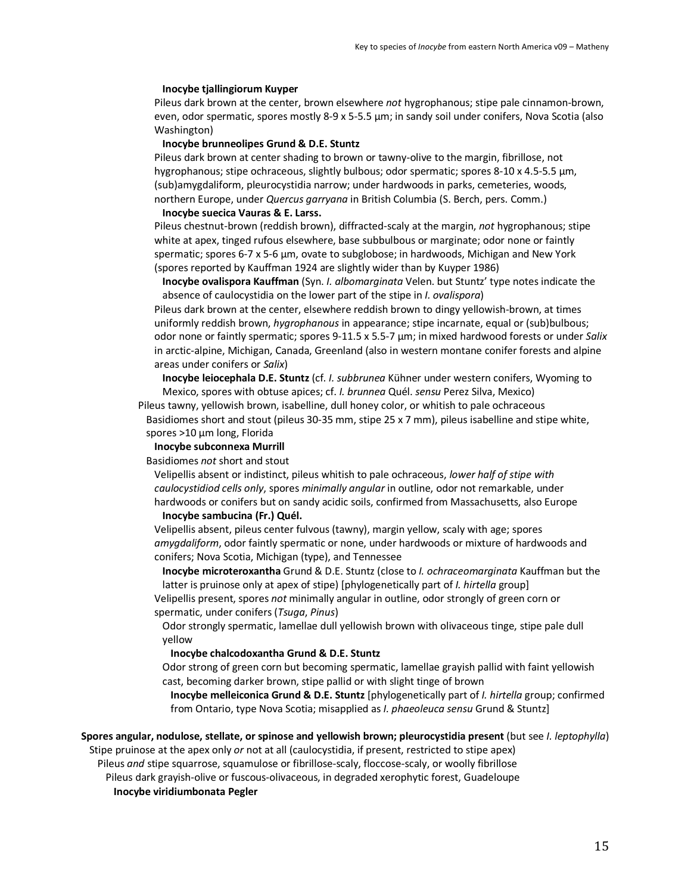**Inocybe tjallingiorum Kuyper**

Pileus dark brown at the center, brown elsewhere *not* hygrophanous; stipe pale cinnamon-brown, even, odor spermatic, spores mostly 8-9 x 5-5.5 µm; in sandy soil under conifers, Nova Scotia (also Washington)

**Inocybe brunneolipes Grund & D.E. Stuntz**

Pileus dark brown at center shading to brown or tawny-olive to the margin, fibrillose, not hygrophanous; stipe ochraceous, slightly bulbous; odor spermatic; spores 8-10 x 4.5-5.5 µm, (sub)amygdaliform, pleurocystidia narrow; under hardwoods in parks, cemeteries, woods, northern Europe, under *Quercus garryana* in British Columbia (S. Berch, pers. Comm.)

**Inocybe suecica Vauras & E. Larss.**

Pileus chestnut-brown (reddish brown), diffracted-scaly at the margin, *not* hygrophanous; stipe white at apex, tinged rufous elsewhere, base subbulbous or marginate; odor none or faintly spermatic; spores 6-7 x 5-6 µm, ovate to subglobose; in hardwoods, Michigan and New York (spores reported by Kauffman 1924 are slightly wider than by Kuyper 1986)

**Inocybe ovalispora Kauffman** (Syn. *I. albomarginata* Velen. but Stuntz' type notes indicate the absence of caulocystidia on the lower part of the stipe in *I. ovalispora*)

Pileus dark brown at the center, elsewhere reddish brown to dingy yellowish-brown, at times uniformly reddish brown, *hygrophanous* in appearance; stipe incarnate, equal or (sub)bulbous; odor none or faintly spermatic; spores 9-11.5 x 5.5-7 µm; in mixed hardwood forests or under *Salix* in arctic-alpine, Michigan, Canada, Greenland (also in western montane conifer forests and alpine areas under conifers or *Salix*)

**Inocybe leiocephala D.E. Stuntz** (cf. *I. subbrunea* Kühner under western conifers, Wyoming to Mexico, spores with obtuse apices; cf. *I. brunnea* Quél. *sensu* Perez Silva, Mexico)

Pileus tawny, yellowish brown, isabelline, dull honey color, or whitish to pale ochraceous

Basidiomes short and stout (pileus 30-35 mm, stipe 25 x 7 mm), pileus isabelline and stipe white, spores >10 µm long, Florida

**Inocybe subconnexa Murrill**

Basidiomes *not* short and stout

Velipellis absent or indistinct, pileus whitish to pale ochraceous, *lower half of stipe with caulocystidiod cells only*, spores *minimally angular* in outline, odor not remarkable, under hardwoods or conifers but on sandy acidic soils, confirmed from Massachusetts, also Europe

**Inocybe sambucina (Fr.) Quél.**

Velipellis absent, pileus center fulvous (tawny), margin yellow, scaly with age; spores *amygdaliform*, odor faintly spermatic or none, under hardwoods or mixture of hardwoods and conifers; Nova Scotia, Michigan (type), and Tennessee

**Inocybe microteroxantha** Grund & D.E. Stuntz (close to *I. ochraceomarginata* Kauffman but the latter is pruinose only at apex of stipe) [phylogenetically part of *I. hirtella* group]

Velipellis present, spores *not* minimally angular in outline, odor strongly of green corn or spermatic, under conifers (*Tsuga*, *Pinus*)

Odor strongly spermatic, lamellae dull yellowish brown with olivaceous tinge, stipe pale dull yellow

**Inocybe chalcodoxantha Grund & D.E. Stuntz**

Odor strong of green corn but becoming spermatic, lamellae grayish pallid with faint yellowish cast, becoming darker brown, stipe pallid or with slight tinge of brown

**Inocybe melleiconica Grund & D.E. Stuntz** [phylogenetically part of *I. hirtella* group; confirmed from Ontario, type Nova Scotia; misapplied as *I. phaeoleuca sensu* Grund & Stuntz]

**Spores angular, nodulose, stellate, or spinose and yellowish brown; pleurocystidia present** (but see *I. leptophylla*)

Stipe pruinose at the apex only *or* not at all (caulocystidia, if present, restricted to stipe apex)

Pileus *and* stipe squarrose, squamulose or fibrillose-scaly, floccose-scaly, or woolly fibrillose

Pileus dark grayish-olive or fuscous-olivaceous, in degraded xerophytic forest, Guadeloupe

**Inocybe viridiumbonata Pegler**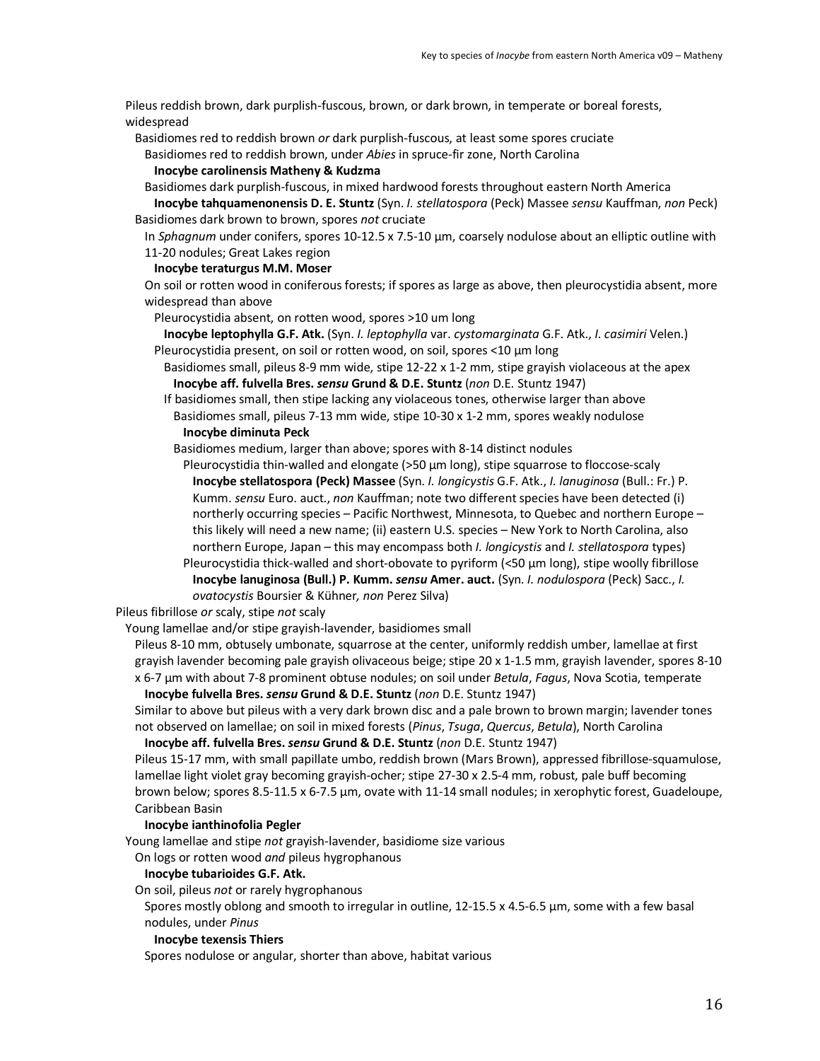Pileus reddish brown, dark purplish-fuscous, brown, or dark brown, in temperate or boreal forests, widespread

Basidiomes red to reddish brown *or* dark purplish-fuscous, at least some spores cruciate

Basidiomes red to reddish brown, under *Abies* in spruce-fir zone, North Carolina

**Inocybe carolinensis Matheny & Kudzma**

Basidiomes dark purplish-fuscous, in mixed hardwood forests throughout eastern North America

**Inocybe tahquamenonensis D. E. Stuntz** (Syn. *I. stellatospora* (Peck) Massee *sensu* Kauffman, *non* Peck)

Basidiomes dark brown to brown, spores *not* cruciate

In *Sphagnum* under conifers, spores 10-12.5 x 7.5-10 µm, coarsely nodulose about an elliptic outline with 11-20 nodules; Great Lakes region

**Inocybe teraturgus M.M. Moser**

On soil or rotten wood in coniferous forests; if spores as large as above, then pleurocystidia absent, more widespread than above

Pleurocystidia absent, on rotten wood, spores >10 um long

**Inocybe leptophylla G.F. Atk.** (Syn. *I. leptophylla* var. *cystomarginata* G.F. Atk., *I. casimiri* Velen.)

Pleurocystidia present, on soil or rotten wood, on soil, spores <10 µm long

Basidiomes small, pileus 8-9 mm wide, stipe 12-22 x 1-2 mm, stipe grayish violaceous at the apex

**Inocybe aff. fulvella Bres. *sensu* Grund & D.E. Stuntz** (*non* D.E. Stuntz 1947)

If basidiomes small, then stipe lacking any violaceous tones, otherwise larger than above

Basidiomes small, pileus 7-13 mm wide, stipe 10-30 x 1-2 mm, spores weakly nodulose

**Inocybe diminuta Peck**

Basidiomes medium, larger than above; spores with 8-14 distinct nodules

Pleurocystidia thin-walled and elongate (>50 µm long), stipe squarrose to floccose-scaly

**Inocybe stellatospora (Peck) Massee** (Syn. *I. longicystis* G.F. Atk., *I. lanuginosa* (Bull.: Fr.) P. Kumm. *sensu* Euro. auct., *non* Kauffman; note two different species have been detected (i) northerly occurring species – Pacific Northwest, Minnesota, to Quebec and northern Europe – this likely will need a new name; (ii) eastern U.S. species – New York to North Carolina, also northern Europe, Japan – this may encompass both *I. longicystis* and *I. stellatospora* types)

Pleurocystidia thick-walled and short-obovate to pyriform (<50 µm long), stipe woolly fibrillose

**Inocybe lanuginosa (Bull.) P. Kumm. *sensu* Amer. auct.** (Syn. *I. nodulospora* (Peck) Sacc., *I. ovatocystis* Boursier & Kühner*, non* Perez Silva)

Pileus fibrillose *or* scaly, stipe *not* scaly

Young lamellae and/or stipe grayish-lavender, basidiomes small

Pileus 8-10 mm, obtusely umbonate, squarrose at the center, uniformly reddish umber, lamellae at first grayish lavender becoming pale grayish olivaceous beige; stipe 20 x 1-1.5 mm, grayish lavender, spores 8-10 x 6-7 µm with about 7-8 prominent obtuse nodules; on soil under *Betula*, *Fagus*, Nova Scotia, temperate

**Inocybe fulvella Bres. *sensu* Grund & D.E. Stuntz** (*non* D.E. Stuntz 1947)

Similar to above but pileus with a very dark brown disc and a pale brown to brown margin; lavender tones not observed on lamellae; on soil in mixed forests (*Pinus*, *Tsuga*, *Quercus*, *Betula*), North Carolina

**Inocybe aff. fulvella Bres. *sensu* Grund & D.E. Stuntz** (*non* D.E. Stuntz 1947)

Pileus 15-17 mm, with small papillate umbo, reddish brown (Mars Brown), appressed fibrillose-squamulose, lamellae light violet gray becoming grayish-ocher; stipe 27-30 x 2.5-4 mm, robust, pale buff becoming brown below; spores 8.5-11.5 x 6-7.5 µm, ovate with 11-14 small nodules; in xerophytic forest, Guadeloupe, Caribbean Basin

**Inocybe ianthinofolia Pegler**

Young lamellae and stipe *not* grayish-lavender, basidiome size various

On logs or rotten wood *and* pileus hygrophanous

**Inocybe tubarioides G.F. Atk.**

On soil, pileus *not* or rarely hygrophanous

Spores mostly oblong and smooth to irregular in outline, 12-15.5 x 4.5-6.5 µm, some with a few basal nodules, under *Pinus*

**Inocybe texensis Thiers**

Spores nodulose or angular, shorter than above, habitat various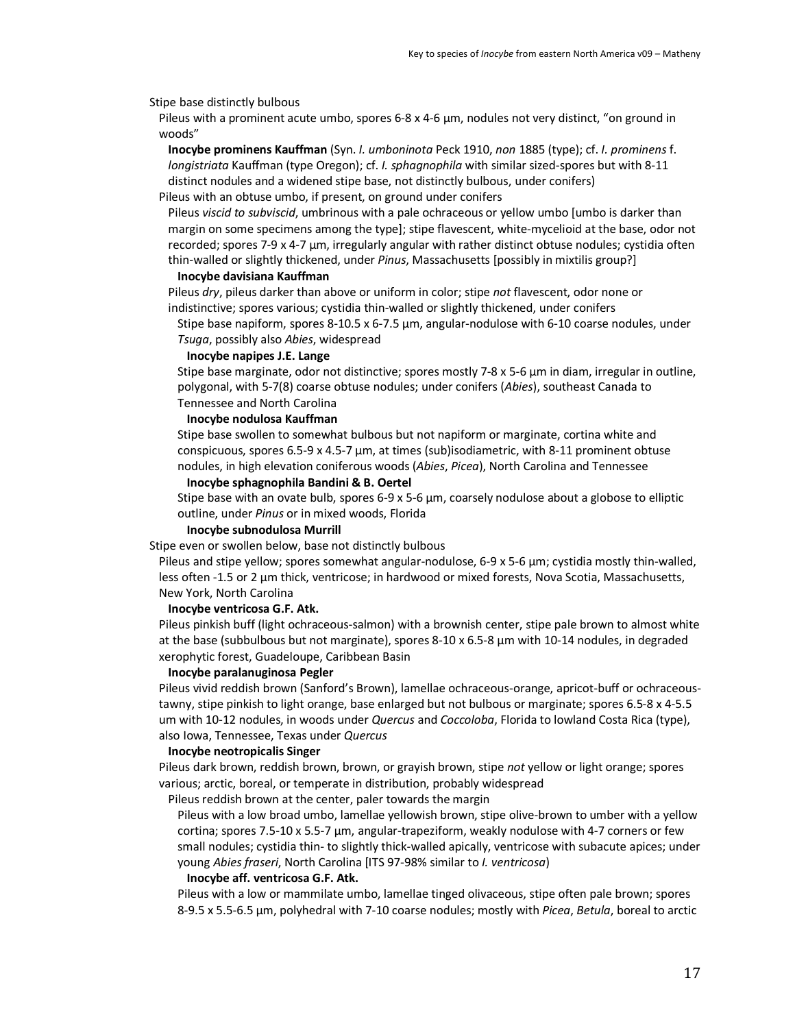Stipe base distinctly bulbous

Pileus with a prominent acute umbo, spores 6-8 x 4-6 µm, nodules not very distinct, "on ground in woods"

**Inocybe prominens Kauffman** (Syn. *I. umboninota* Peck 1910, *non* 1885 (type); cf. *I. prominens* f. *longistriata* Kauffman (type Oregon); cf. *I. sphagnophila* with similar sized-spores but with 8-11 distinct nodules and a widened stipe base, not distinctly bulbous, under conifers)

Pileus with an obtuse umbo, if present, on ground under conifers

Pileus *viscid to subviscid*, umbrinous with a pale ochraceous or yellow umbo [umbo is darker than margin on some specimens among the type]; stipe flavescent, white-mycelioid at the base, odor not recorded; spores 7-9 x 4-7 µm, irregularly angular with rather distinct obtuse nodules; cystidia often thin-walled or slightly thickened, under *Pinus*, Massachusetts [possibly in mixtilis group?]

**Inocybe davisiana Kauffman**

Pileus *dry*, pileus darker than above or uniform in color; stipe *not* flavescent, odor none or indistinctive; spores various; cystidia thin-walled or slightly thickened, under conifers

Stipe base napiform, spores 8-10.5 x 6-7.5 µm, angular-nodulose with 6-10 coarse nodules, under *Tsuga*, possibly also *Abies*, widespread

**Inocybe napipes J.E. Lange**

Stipe base marginate, odor not distinctive; spores mostly 7-8 x 5-6 µm in diam, irregular in outline, polygonal, with 5-7(8) coarse obtuse nodules; under conifers (*Abies*), southeast Canada to Tennessee and North Carolina

**Inocybe nodulosa Kauffman**

Stipe base swollen to somewhat bulbous but not napiform or marginate, cortina white and conspicuous, spores 6.5-9 x 4.5-7 µm, at times (sub)isodiametric, with 8-11 prominent obtuse nodules, in high elevation coniferous woods (*Abies*, *Picea*), North Carolina and Tennessee

**Inocybe sphagnophila Bandini & B. Oertel**

Stipe base with an ovate bulb, spores 6-9 x 5-6 µm, coarsely nodulose about a globose to elliptic outline, under *Pinus* or in mixed woods, Florida

**Inocybe subnodulosa Murrill**

Stipe even or swollen below, base not distinctly bulbous

Pileus and stipe yellow; spores somewhat angular-nodulose, 6-9 x 5-6 µm; cystidia mostly thin-walled, less often -1.5 or 2 µm thick, ventricose; in hardwood or mixed forests, Nova Scotia, Massachusetts, New York, North Carolina

**Inocybe ventricosa G.F. Atk.**

Pileus pinkish buff (light ochraceous-salmon) with a brownish center, stipe pale brown to almost white at the base (subbulbous but not marginate), spores 8-10 x 6.5-8 µm with 10-14 nodules, in degraded xerophytic forest, Guadeloupe, Caribbean Basin

**Inocybe paralanuginosa Pegler**

Pileus vivid reddish brown (Sanford's Brown), lamellae ochraceous-orange, apricot-buff or ochraceous-tawny, stipe pinkish to light orange, base enlarged but not bulbous or marginate; spores 6.5-8 x 4-5.5 um with 10-12 nodules, in woods under *Quercus* and *Coccoloba*, Florida to lowland Costa Rica (type), also Iowa, Tennessee, Texas under *Quercus*

**Inocybe neotropicalis Singer**

Pileus dark brown, reddish brown, brown, or grayish brown, stipe *not* yellow or light orange; spores various; arctic, boreal, or temperate in distribution, probably widespread

Pileus reddish brown at the center, paler towards the margin

Pileus with a low broad umbo, lamellae yellowish brown, stipe olive-brown to umber with a yellow cortina; spores 7.5-10 x 5.5-7 µm, angular-trapeziform, weakly nodulose with 4-7 corners or few small nodules; cystidia thin- to slightly thick-walled apically, ventricose with subacute apices; under young *Abies fraseri*, North Carolina [ITS 97-98% similar to *I. ventricosa*)

**Inocybe aff. ventricosa G.F. Atk.**

Pileus with a low or mammilate umbo, lamellae tinged olivaceous, stipe often pale brown; spores 8-9.5 x 5.5-6.5 µm, polyhedral with 7-10 coarse nodules; mostly with *Picea*, *Betula*, boreal to arctic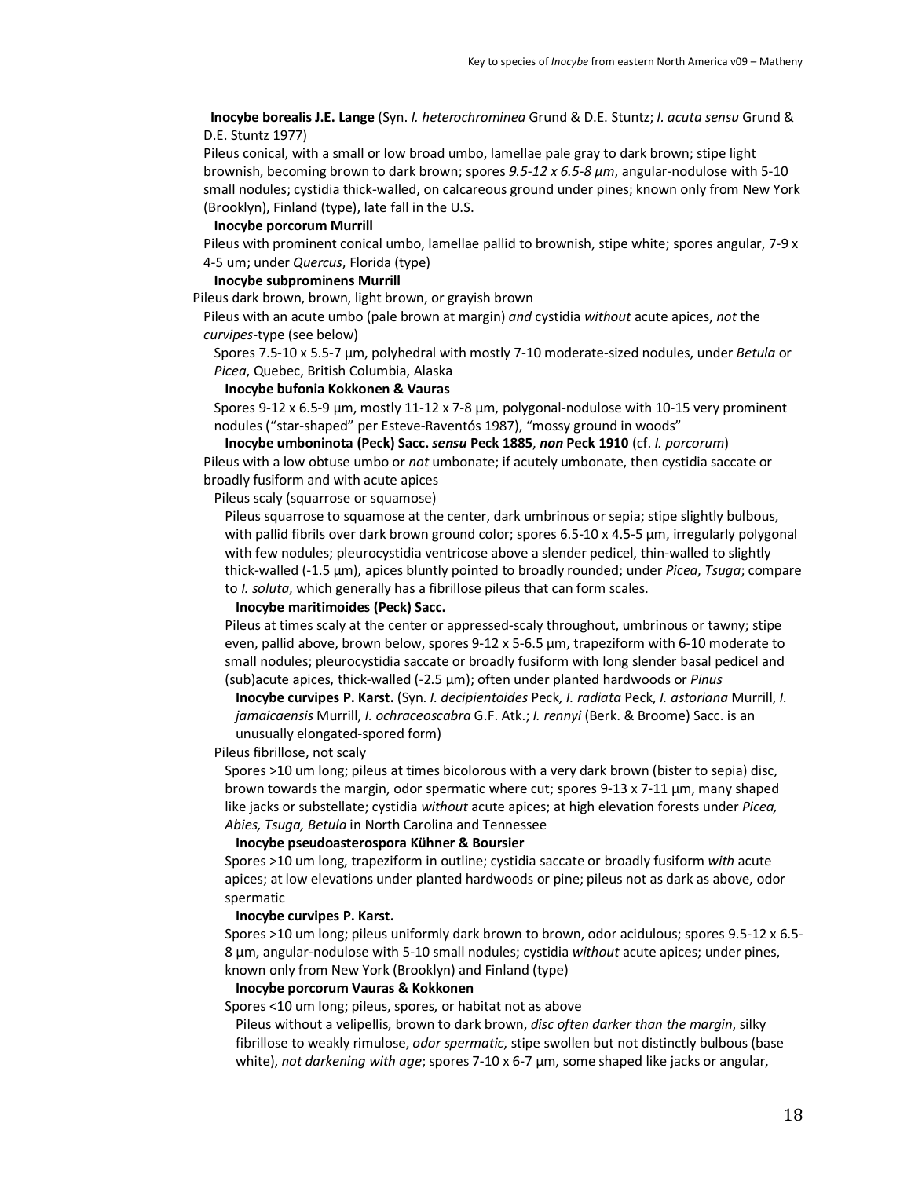**Inocybe borealis J.E. Lange** (Syn. *I. heterochrominea* Grund & D.E. Stuntz; *I. acuta sensu* Grund & D.E. Stuntz 1977)

Pileus conical, with a small or low broad umbo, lamellae pale gray to dark brown; stipe light brownish, becoming brown to dark brown; spores *9.5-12 x 6.5-8 µm*, angular-nodulose with 5-10 small nodules; cystidia thick-walled, on calcareous ground under pines; known only from New York (Brooklyn), Finland (type), late fall in the U.S.

**Inocybe porcorum Murrill**

Pileus with prominent conical umbo, lamellae pallid to brownish, stipe white; spores angular, 7-9 x 4-5 um; under *Quercus*, Florida (type)

**Inocybe subprominens Murrill**

Pileus dark brown, brown, light brown, or grayish brown

Pileus with an acute umbo (pale brown at margin) *and* cystidia *without* acute apices, *not* the *curvipes*-type (see below)

Spores 7.5-10 x 5.5-7 µm, polyhedral with mostly 7-10 moderate-sized nodules, under *Betula* or *Picea*, Quebec, British Columbia, Alaska

**Inocybe bufonia Kokkonen & Vauras**

Spores 9-12 x 6.5-9 µm, mostly 11-12 x 7-8 µm, polygonal-nodulose with 10-15 very prominent nodules ("star-shaped" per Esteve-Raventós 1987), "mossy ground in woods"

**Inocybe umboninota (Peck) Sacc.** ***sensu*** **Peck 1885**, ***non*** **Peck 1910** (cf. *I. porcorum*)

Pileus with a low obtuse umbo or *not* umbonate; if acutely umbonate, then cystidia saccate or broadly fusiform and with acute apices

Pileus scaly (squarrose or squamose)

Pileus squarrose to squamose at the center, dark umbrinous or sepia; stipe slightly bulbous, with pallid fibrils over dark brown ground color; spores 6.5-10 x 4.5-5 µm, irregularly polygonal with few nodules; pleurocystidia ventricose above a slender pedicel, thin-walled to slightly thick-walled (-1.5 µm), apices bluntly pointed to broadly rounded; under *Picea*, *Tsuga*; compare to *I. soluta*, which generally has a fibrillose pileus that can form scales.

**Inocybe maritimoides (Peck) Sacc.**

Pileus at times scaly at the center or appressed-scaly throughout, umbrinous or tawny; stipe even, pallid above, brown below, spores 9-12 x 5-6.5 µm, trapeziform with 6-10 moderate to small nodules; pleurocystidia saccate or broadly fusiform with long slender basal pedicel and (sub)acute apices, thick-walled (-2.5 µm); often under planted hardwoods or *Pinus*

**Inocybe curvipes P. Karst.** (Syn. *I. decipientoides* Peck, *I. radiata* Peck, *I. astoriana* Murrill, *I. jamaicaensis* Murrill, *I. ochraceoscabra* G.F. Atk.; *I. rennyi* (Berk. & Broome) Sacc. is an unusually elongated-spored form)

Pileus fibrillose, not scaly

Spores >10 um long; pileus at times bicolorous with a very dark brown (bister to sepia) disc, brown towards the margin, odor spermatic where cut; spores 9-13 x 7-11 µm, many shaped like jacks or substellate; cystidia *without* acute apices; at high elevation forests under *Picea, Abies, Tsuga, Betula* in North Carolina and Tennessee

**Inocybe pseudoasterospora Kühner & Boursier**

Spores >10 um long, trapeziform in outline; cystidia saccate or broadly fusiform *with* acute apices; at low elevations under planted hardwoods or pine; pileus not as dark as above, odor spermatic

**Inocybe curvipes P. Karst.**

Spores >10 um long; pileus uniformly dark brown to brown, odor acidulous; spores 9.5-12 x 6.5-8 µm, angular-nodulose with 5-10 small nodules; cystidia *without* acute apices; under pines, known only from New York (Brooklyn) and Finland (type)

**Inocybe porcorum Vauras & Kokkonen**

Spores <10 um long; pileus, spores, or habitat not as above

Pileus without a velipellis, brown to dark brown, *disc often darker than the margin*, silky fibrillose to weakly rimulose, *odor spermatic*, stipe swollen but not distinctly bulbous (base white), *not darkening with age*; spores 7-10 x 6-7 µm, some shaped like jacks or angular,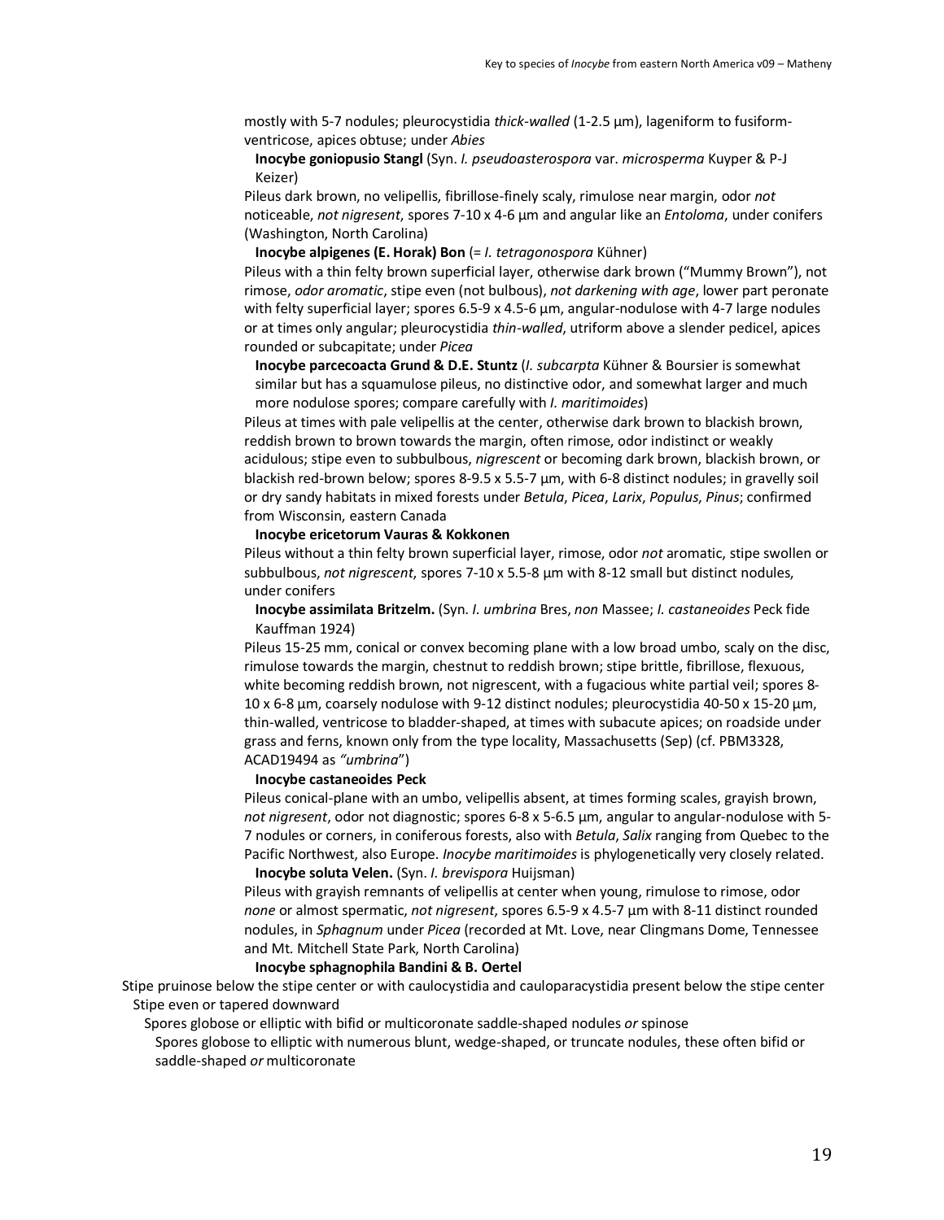mostly with 5-7 nodules; pleurocystidia *thick-walled* (1-2.5 µm), lageniform to fusiform-ventricose, apices obtuse; under *Abies*

**Inocybe goniopusio Stangl** (Syn. *I. pseudoasterospora* var. *microsperma* Kuyper & P-J Keizer)

Pileus dark brown, no velipellis, fibrillose-finely scaly, rimulose near margin, odor *not* noticeable, *not nigresent*, spores 7-10 x 4-6 µm and angular like an *Entoloma*, under conifers (Washington, North Carolina)

**Inocybe alpigenes (E. Horak) Bon** (= *I. tetragonospora* Kühner)

Pileus with a thin felty brown superficial layer, otherwise dark brown ("Mummy Brown"), not rimose, *odor aromatic*, stipe even (not bulbous), *not darkening with age*, lower part peronate with felty superficial layer; spores 6.5-9 x 4.5-6 µm, angular-nodulose with 4-7 large nodules or at times only angular; pleurocystidia *thin-walled*, utriform above a slender pedicel, apices rounded or subcapitate; under *Picea*

**Inocybe parcecoacta Grund & D.E. Stuntz** (*I. subcarpta* Kühner & Boursier is somewhat similar but has a squamulose pileus, no distinctive odor, and somewhat larger and much more nodulose spores; compare carefully with *I. maritimoides*)

Pileus at times with pale velipellis at the center, otherwise dark brown to blackish brown, reddish brown to brown towards the margin, often rimose, odor indistinct or weakly acidulous; stipe even to subbulbous, *nigrescent* or becoming dark brown, blackish brown, or blackish red-brown below; spores 8-9.5 x 5.5-7 µm, with 6-8 distinct nodules; in gravelly soil or dry sandy habitats in mixed forests under *Betula*, *Picea*, *Larix*, *Populus*, *Pinus*; confirmed from Wisconsin, eastern Canada

**Inocybe ericetorum Vauras & Kokkonen**

Pileus without a thin felty brown superficial layer, rimose, odor *not* aromatic, stipe swollen or subbulbous, *not nigrescent*, spores 7-10 x 5.5-8 µm with 8-12 small but distinct nodules, under conifers

**Inocybe assimilata Britzelm.** (Syn. *I. umbrina* Bres, *non* Massee; *I. castaneoides* Peck fide Kauffman 1924)

Pileus 15-25 mm, conical or convex becoming plane with a low broad umbo, scaly on the disc, rimulose towards the margin, chestnut to reddish brown; stipe brittle, fibrillose, flexuous, white becoming reddish brown, not nigrescent, with a fugacious white partial veil; spores 8-10 x 6-8 µm, coarsely nodulose with 9-12 distinct nodules; pleurocystidia 40-50 x 15-20 µm, thin-walled, ventricose to bladder-shaped, at times with subacute apices; on roadside under grass and ferns, known only from the type locality, Massachusetts (Sep) (cf. PBM3328, ACAD19494 as *"umbrina"*)

**Inocybe castaneoides Peck**

Pileus conical-plane with an umbo, velipellis absent, at times forming scales, grayish brown, *not nigresent*, odor not diagnostic; spores 6-8 x 5-6.5 µm, angular to angular-nodulose with 5-7 nodules or corners, in coniferous forests, also with *Betula*, *Salix* ranging from Quebec to the Pacific Northwest, also Europe. *Inocybe maritimoides* is phylogenetically very closely related.

**Inocybe soluta Velen.** (Syn. *I. brevispora* Huijsman)

Pileus with grayish remnants of velipellis at center when young, rimulose to rimose, odor *none* or almost spermatic, *not nigresent*, spores 6.5-9 x 4.5-7 µm with 8-11 distinct rounded nodules, in *Sphagnum* under *Picea* (recorded at Mt. Love, near Clingmans Dome, Tennessee and Mt. Mitchell State Park, North Carolina)

**Inocybe sphagnophila Bandini & B. Oertel**

Stipe pruinose below the stipe center or with caulocystidia and cauloparacystidia present below the stipe center
- Stipe even or tapered downward
  - Spores globose or elliptic with bifid or multicoronate saddle-shaped nodules *or* spinose
    - Spores globose to elliptic with numerous blunt, wedge-shaped, or truncate nodules, these often bifid or saddle-shaped *or* multicoronate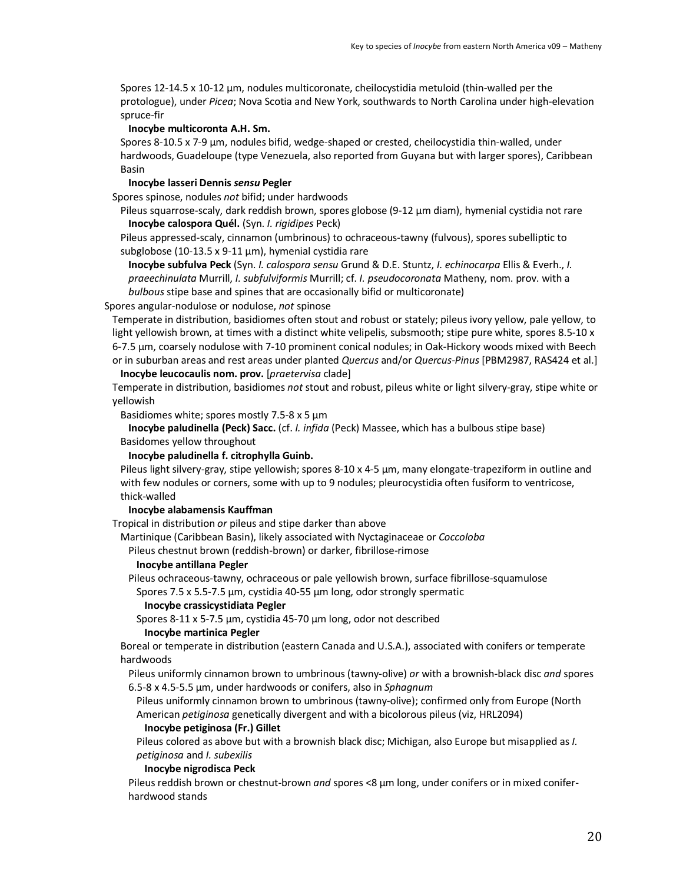Spores 12-14.5 x 10-12 µm, nodules multicoronate, cheilocystidia metuloid (thin-walled per the protologue), under *Picea*; Nova Scotia and New York, southwards to North Carolina under high-elevation spruce-fir

**Inocybe multicoronta A.H. Sm.**

Spores 8-10.5 x 7-9 µm, nodules bifid, wedge-shaped or crested, cheilocystidia thin-walled, under hardwoods, Guadeloupe (type Venezuela, also reported from Guyana but with larger spores), Caribbean Basin

**Inocybe lasseri Dennis *sensu* Pegler**

Spores spinose, nodules *not* bifid; under hardwoods

Pileus squarrose-scaly, dark reddish brown, spores globose (9-12 µm diam), hymenial cystidia not rare

**Inocybe calospora Quél.** (Syn. *I. rigidipes* Peck)

Pileus appressed-scaly, cinnamon (umbrinous) to ochraceous-tawny (fulvous), spores subelliptic to subglobose (10-13.5 x 9-11 µm), hymenial cystidia rare

**Inocybe subfulva Peck** (Syn. *I. calospora sensu* Grund & D.E. Stuntz, *I. echinocarpa* Ellis & Everh., *I. praeechinulata* Murrill, *I. subfulviformis* Murrill; cf. *I. pseudocoronata* Matheny, nom. prov. with a *bulbous* stipe base and spines that are occasionally bifid or multicoronate)

Spores angular-nodulose or nodulose, *not* spinose

Temperate in distribution, basidiomes often stout and robust or stately; pileus ivory yellow, pale yellow, to light yellowish brown, at times with a distinct white velipelis, subsmooth; stipe pure white, spores 8.5-10 x 6-7.5 µm, coarsely nodulose with 7-10 prominent conical nodules; in Oak-Hickory woods mixed with Beech or in suburban areas and rest areas under planted *Quercus* and/or *Quercus-Pinus* [PBM2987, RAS424 et al.]

**Inocybe leucocaulis nom. prov.** [*praetervisa* clade]

Temperate in distribution, basidiomes *not* stout and robust, pileus white or light silvery-gray, stipe white or yellowish

Basidiomes white; spores mostly 7.5-8 x 5 µm

**Inocybe paludinella (Peck) Sacc.** (cf. *I. infida* (Peck) Massee, which has a bulbous stipe base)

Basidomes yellow throughout

**Inocybe paludinella f. citrophylla Guinb.**

Pileus light silvery-gray, stipe yellowish; spores 8-10 x 4-5 µm, many elongate-trapeziform in outline and with few nodules or corners, some with up to 9 nodules; pleurocystidia often fusiform to ventricose, thick-walled

**Inocybe alabamensis Kauffman**

Tropical in distribution *or* pileus and stipe darker than above

Martinique (Caribbean Basin), likely associated with Nyctaginaceae or *Coccoloba*

Pileus chestnut brown (reddish-brown) or darker, fibrillose-rimose

**Inocybe antillana Pegler**

Pileus ochraceous-tawny, ochraceous or pale yellowish brown, surface fibrillose-squamulose

Spores 7.5 x 5.5-7.5 µm, cystidia 40-55 µm long, odor strongly spermatic

**Inocybe crassicystidiata Pegler**

Spores 8-11 x 5-7.5 µm, cystidia 45-70 µm long, odor not described

**Inocybe martinica Pegler**

Boreal or temperate in distribution (eastern Canada and U.S.A.), associated with conifers or temperate hardwoods

Pileus uniformly cinnamon brown to umbrinous (tawny-olive) *or* with a brownish-black disc *and* spores 6.5-8 x 4.5-5.5 µm, under hardwoods or conifers, also in *Sphagnum*

Pileus uniformly cinnamon brown to umbrinous (tawny-olive); confirmed only from Europe (North American *petiginosa* genetically divergent and with a bicolorous pileus (viz, HRL2094)

**Inocybe petiginosa (Fr.) Gillet**

Pileus colored as above but with a brownish black disc; Michigan, also Europe but misapplied as *I. petiginosa* and *I. subexilis*

**Inocybe nigrodisca Peck**

Pileus reddish brown or chestnut-brown *and* spores <8 µm long, under conifers or in mixed conifer-hardwood stands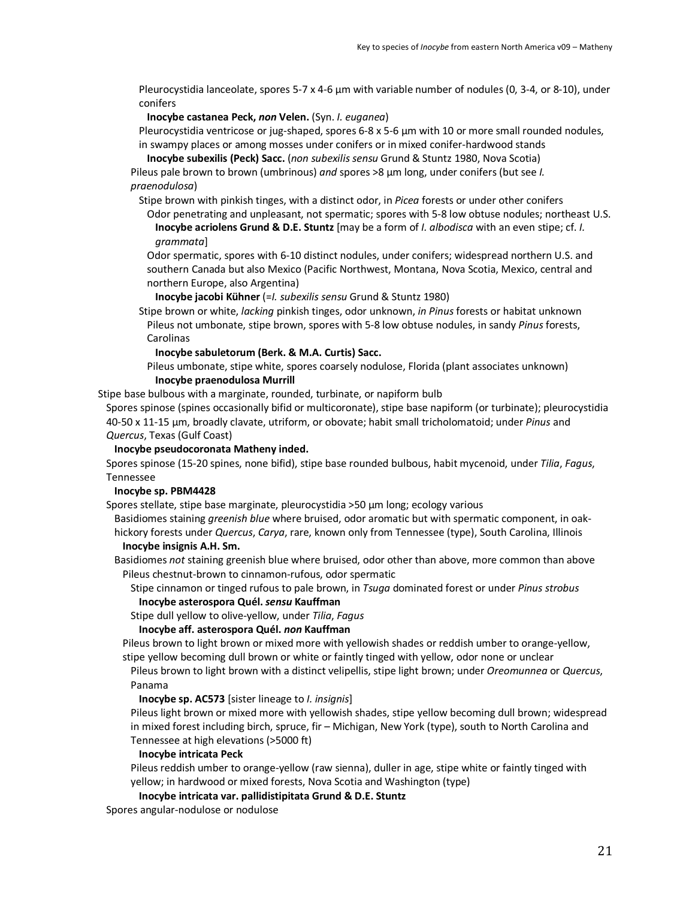Pleurocystidia lanceolate, spores 5-7 x 4-6 µm with variable number of nodules (0, 3-4, or 8-10), under conifers

**Inocybe castanea Peck, *non* Velen.** (Syn. *I. euganea*)

Pleurocystidia ventricose or jug-shaped, spores 6-8 x 5-6 µm with 10 or more small rounded nodules, in swampy places or among mosses under conifers or in mixed conifer-hardwood stands

**Inocybe subexilis (Peck) Sacc.** (*non subexilis sensu* Grund & Stuntz 1980, Nova Scotia)

Pileus pale brown to brown (umbrinous) *and* spores >8 µm long, under conifers (but see *I. praenodulosa*)

Stipe brown with pinkish tinges, with a distinct odor, in *Picea* forests or under other conifers

Odor penetrating and unpleasant, not spermatic; spores with 5-8 low obtuse nodules; northeast U.S.

**Inocybe acriolens Grund & D.E. Stuntz** [may be a form of *I. albodisca* with an even stipe; cf. *I. grammata*]

Odor spermatic, spores with 6-10 distinct nodules, under conifers; widespread northern U.S. and southern Canada but also Mexico (Pacific Northwest, Montana, Nova Scotia, Mexico, central and northern Europe, also Argentina)

**Inocybe jacobi Kühner** (=*I. subexilis sensu* Grund & Stuntz 1980)

Stipe brown or white, *lacking* pinkish tinges, odor unknown, *in Pinus* forests or habitat unknown

Pileus not umbonate, stipe brown, spores with 5-8 low obtuse nodules, in sandy *Pinus* forests, Carolinas

**Inocybe sabuletorum (Berk. & M.A. Curtis) Sacc.**

Pileus umbonate, stipe white, spores coarsely nodulose, Florida (plant associates unknown)

**Inocybe praenodulosa Murrill**

Stipe base bulbous with a marginate, rounded, turbinate, or napiform bulb

Spores spinose (spines occasionally bifid or multicoronate), stipe base napiform (or turbinate); pleurocystidia 40-50 x 11-15 µm, broadly clavate, utriform, or obovate; habit small tricholomatoid; under *Pinus* and *Quercus*, Texas (Gulf Coast)

**Inocybe pseudocoronata Matheny inded.**

Spores spinose (15-20 spines, none bifid), stipe base rounded bulbous, habit mycenoid, under *Tilia*, *Fagus*, Tennessee

**Inocybe sp. PBM4428**

Spores stellate, stipe base marginate, pleurocystidia >50 µm long; ecology various

Basidiomes staining *greenish blue* where bruised, odor aromatic but with spermatic component, in oak-hickory forests under *Quercus*, *Carya*, rare, known only from Tennessee (type), South Carolina, Illinois

**Inocybe insignis A.H. Sm.**

Basidiomes *not* staining greenish blue where bruised, odor other than above, more common than above

Pileus chestnut-brown to cinnamon-rufous, odor spermatic

Stipe cinnamon or tinged rufous to pale brown, in *Tsuga* dominated forest or under *Pinus strobus*

**Inocybe asterospora Quél. *sensu* Kauffman**

Stipe dull yellow to olive-yellow, under *Tilia*, *Fagus*

**Inocybe aff. asterospora Quél. *non* Kauffman**

Pileus brown to light brown or mixed more with yellowish shades or reddish umber to orange-yellow, stipe yellow becoming dull brown or white or faintly tinged with yellow, odor none or unclear

Pileus brown to light brown with a distinct velipellis, stipe light brown; under *Oreomunnea* or *Quercus*, Panama

**Inocybe sp. AC573** [sister lineage to *I. insignis*]

Pileus light brown or mixed more with yellowish shades, stipe yellow becoming dull brown; widespread in mixed forest including birch, spruce, fir – Michigan, New York (type), south to North Carolina and Tennessee at high elevations (>5000 ft)

**Inocybe intricata Peck**

Pileus reddish umber to orange-yellow (raw sienna), duller in age, stipe white or faintly tinged with yellow; in hardwood or mixed forests, Nova Scotia and Washington (type)

**Inocybe intricata var. pallidistipitata Grund & D.E. Stuntz**

Spores angular-nodulose or nodulose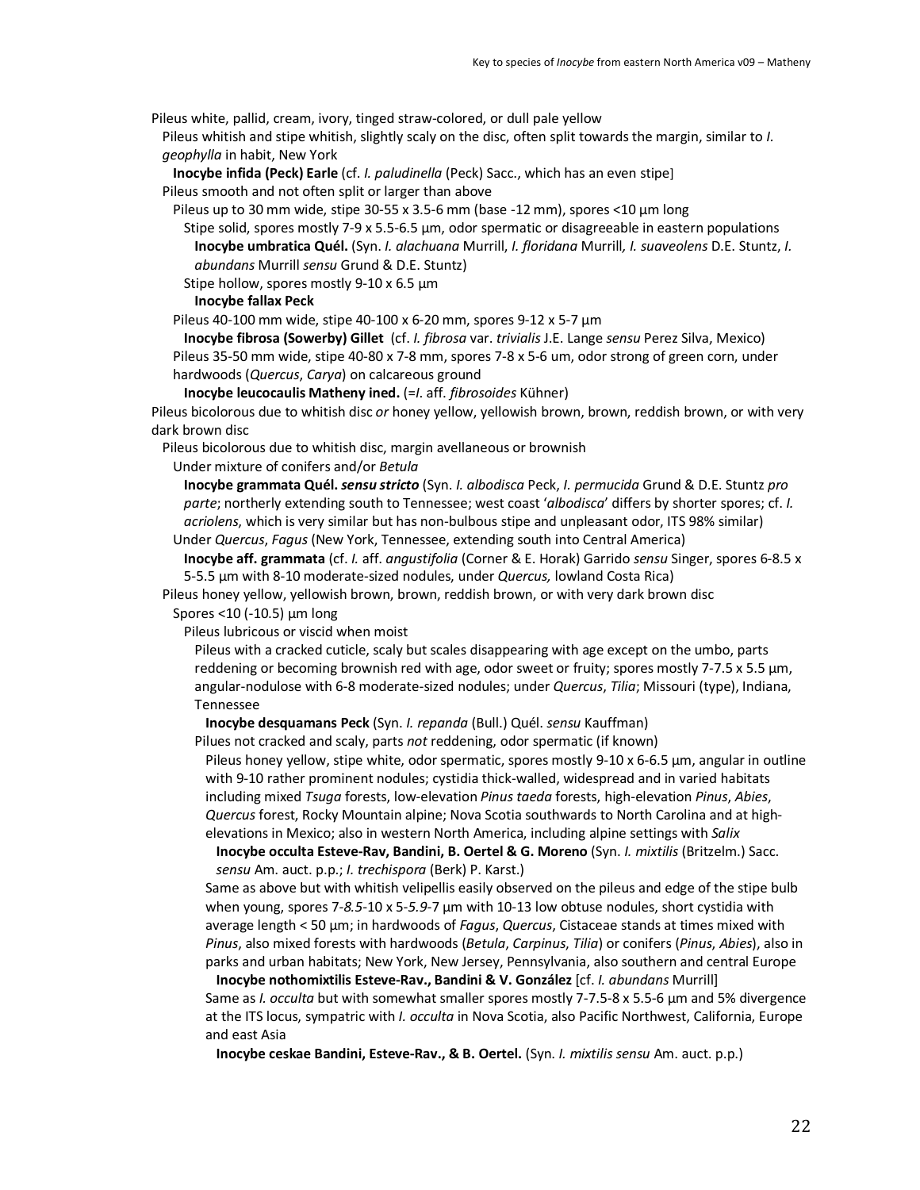Pileus white, pallid, cream, ivory, tinged straw-colored, or dull pale yellow

  Pileus whitish and stipe whitish, slightly scaly on the disc, often split towards the margin, similar to *I. geophylla* in habit, New York

    **Inocybe infida (Peck) Earle** (cf. *I. paludinella* (Peck) Sacc., which has an even stipe]

  Pileus smooth and not often split or larger than above

    Pileus up to 30 mm wide, stipe 30-55 x 3.5-6 mm (base -12 mm), spores <10 µm long

      Stipe solid, spores mostly 7-9 x 5.5-6.5 µm, odor spermatic or disagreeable in eastern populations

        **Inocybe umbratica Quél.** (Syn. *I. alachuana* Murrill, *I. floridana* Murrill, *I. suaveolens* D.E. Stuntz, *I. abundans* Murrill *sensu* Grund & D.E. Stuntz)

      Stipe hollow, spores mostly 9-10 x 6.5 µm

        **Inocybe fallax Peck**

    Pileus 40-100 mm wide, stipe 40-100 x 6-20 mm, spores 9-12 x 5-7 µm

      **Inocybe fibrosa (Sowerby) Gillet** (cf. *I. fibrosa* var. *trivialis* J.E. Lange *sensu* Perez Silva, Mexico)

    Pileus 35-50 mm wide, stipe 40-80 x 7-8 mm, spores 7-8 x 5-6 um, odor strong of green corn, under hardwoods (*Quercus*, *Carya*) on calcareous ground

      **Inocybe leucocaulis Matheny ined.** (=*I.* aff. *fibrosoides* Kühner)

Pileus bicolorous due to whitish disc *or* honey yellow, yellowish brown, brown, reddish brown, or with very dark brown disc

  Pileus bicolorous due to whitish disc, margin avellaneous or brownish

    Under mixture of conifers and/or *Betula*

      **Inocybe grammata Quél. *sensu stricto*** (Syn. *I. albodisca* Peck, *I. permucida* Grund & D.E. Stuntz *pro parte*; northerly extending south to Tennessee; west coast '*albodisca*' differs by shorter spores; cf. *I. acriolens*, which is very similar but has non-bulbous stipe and unpleasant odor, ITS 98% similar)

    Under *Quercus*, *Fagus* (New York, Tennessee, extending south into Central America)

      **Inocybe aff. grammata** (cf. *I.* aff. *angustifolia* (Corner & E. Horak) Garrido *sensu* Singer, spores 6-8.5 x 5-5.5 µm with 8-10 moderate-sized nodules, under *Quercus,* lowland Costa Rica)

  Pileus honey yellow, yellowish brown, brown, reddish brown, or with very dark brown disc

    Spores <10 (-10.5) µm long

      Pileus lubricous or viscid when moist

        Pileus with a cracked cuticle, scaly but scales disappearing with age except on the umbo, parts reddening or becoming brownish red with age, odor sweet or fruity; spores mostly 7-7.5 x 5.5 µm, angular-nodulose with 6-8 moderate-sized nodules; under *Quercus*, *Tilia*; Missouri (type), Indiana, Tennessee

          **Inocybe desquamans Peck** (Syn. *I. repanda* (Bull.) Quél. *sensu* Kauffman)

        Pilues not cracked and scaly, parts *not* reddening, odor spermatic (if known)

          Pileus honey yellow, stipe white, odor spermatic, spores mostly 9-10 x 6-6.5 µm, angular in outline with 9-10 rather prominent nodules; cystidia thick-walled, widespread and in varied habitats including mixed *Tsuga* forests, low-elevation *Pinus taeda* forests, high-elevation *Pinus*, *Abies*, *Quercus* forest, Rocky Mountain alpine; Nova Scotia southwards to North Carolina and at high-elevations in Mexico; also in western North America, including alpine settings with *Salix*

            **Inocybe occulta Esteve-Rav, Bandini, B. Oertel & G. Moreno** (Syn. *I. mixtilis* (Britzelm.) Sacc. *sensu* Am. auct. p.p.; *I. trechispora* (Berk) P. Karst.)

          Same as above but with whitish velipellis easily observed on the pileus and edge of the stipe bulb when young, spores 7-*8.5*-10 x 5-*5.9*-7 µm with 10-13 low obtuse nodules, short cystidia with average length < 50 µm; in hardwoods of *Fagus*, *Quercus*, Cistaceae stands at times mixed with *Pinus*, also mixed forests with hardwoods (*Betula*, *Carpinus*, *Tilia*) or conifers (*Pinus*, *Abies*), also in parks and urban habitats; New York, New Jersey, Pennsylvania, also southern and central Europe

            **Inocybe nothomixtilis Esteve-Rav., Bandini & V. González** [cf. *I. abundans* Murrill]

          Same as *I. occulta* but with somewhat smaller spores mostly 7-7.5-8 x 5.5-6 µm and 5% divergence at the ITS locus, sympatric with *I. occulta* in Nova Scotia, also Pacific Northwest, California, Europe and east Asia

            **Inocybe ceskae Bandini, Esteve-Rav., & B. Oertel.** (Syn. *I. mixtilis sensu* Am. auct. p.p.)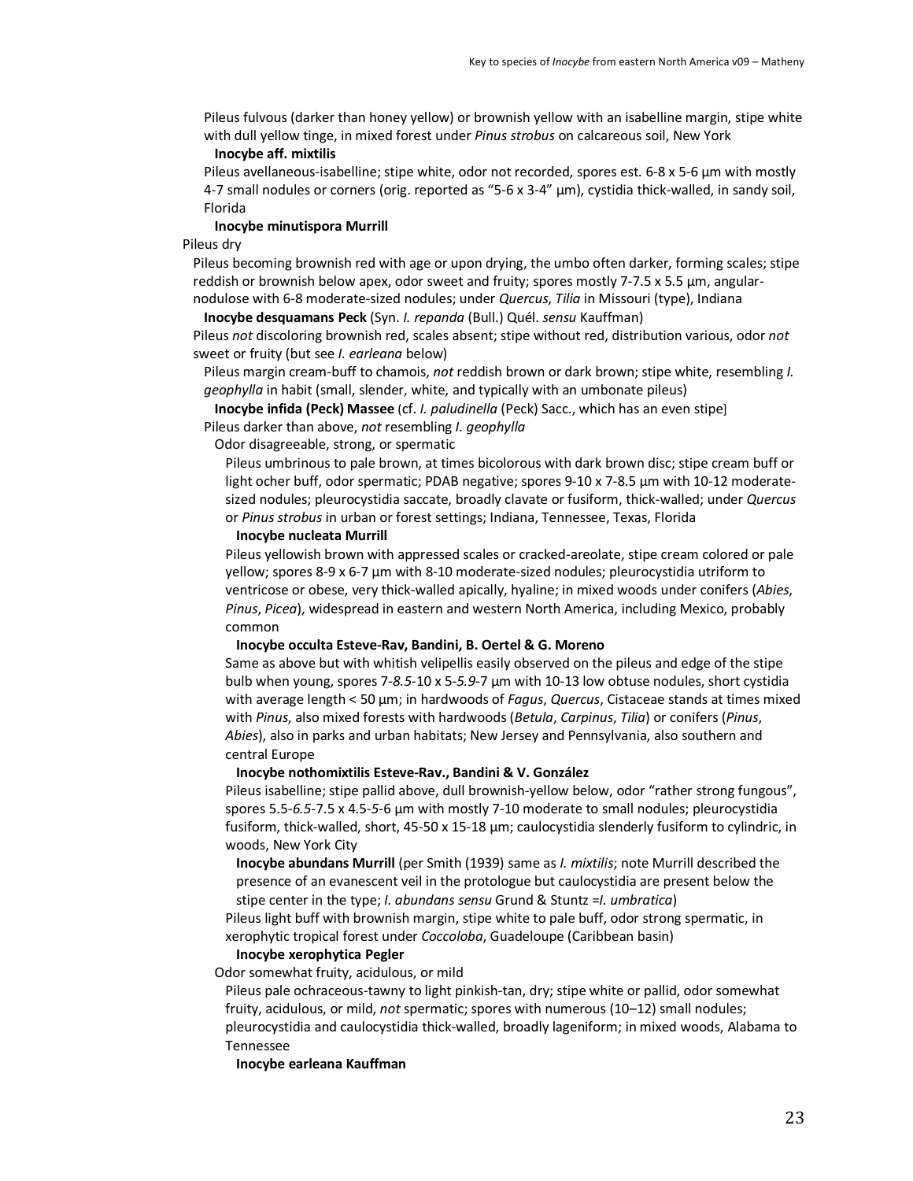Pileus fulvous (darker than honey yellow) or brownish yellow with an isabelline margin, stipe white with dull yellow tinge, in mixed forest under *Pinus strobus* on calcareous soil, New York

**Inocybe aff. mixtilis**

Pileus avellaneous-isabelline; stipe white, odor not recorded, spores est. 6-8 x 5-6 µm with mostly 4-7 small nodules or corners (orig. reported as "5-6 x 3-4" µm), cystidia thick-walled, in sandy soil, Florida

**Inocybe minutispora Murrill**

Pileus dry

Pileus becoming brownish red with age or upon drying, the umbo often darker, forming scales; stipe reddish or brownish below apex, odor sweet and fruity; spores mostly 7-7.5 x 5.5 µm, angular-nodulose with 6-8 moderate-sized nodules; under *Quercus*, *Tilia* in Missouri (type), Indiana

**Inocybe desquamans Peck** (Syn. *I. repanda* (Bull.) Quél. *sensu* Kauffman)

Pileus *not* discoloring brownish red, scales absent; stipe without red, distribution various, odor *not* sweet or fruity (but see *I. earleana* below)

Pileus margin cream-buff to chamois, *not* reddish brown or dark brown; stipe white, resembling *I. geophylla* in habit (small, slender, white, and typically with an umbonate pileus)

**Inocybe infida (Peck) Massee** (cf. *I. paludinella* (Peck) Sacc., which has an even stipe]

Pileus darker than above, *not* resembling *I. geophylla*

Odor disagreeable, strong, or spermatic

Pileus umbrinous to pale brown, at times bicolorous with dark brown disc; stipe cream buff or light ocher buff, odor spermatic; PDAB negative; spores 9-10 x 7-8.5 µm with 10-12 moderate-sized nodules; pleurocystidia saccate, broadly clavate or fusiform, thick-walled; under *Quercus* or *Pinus strobus* in urban or forest settings; Indiana, Tennessee, Texas, Florida

**Inocybe nucleata Murrill**

Pileus yellowish brown with appressed scales or cracked-areolate, stipe cream colored or pale yellow; spores 8-9 x 6-7 µm with 8-10 moderate-sized nodules; pleurocystidia utriform to ventricose or obese, very thick-walled apically, hyaline; in mixed woods under conifers (*Abies*, *Pinus*, *Picea*), widespread in eastern and western North America, including Mexico, probably common

**Inocybe occulta Esteve-Rav, Bandini, B. Oertel & G. Moreno**

Same as above but with whitish velipellis easily observed on the pileus and edge of the stipe bulb when young, spores 7-*8.5*-10 x 5-*5.9*-7 µm with 10-13 low obtuse nodules, short cystidia with average length < 50 µm; in hardwoods of *Fagus*, *Quercus*, Cistaceae stands at times mixed with *Pinus*, also mixed forests with hardwoods (*Betula*, *Carpinus*, *Tilia*) or conifers (*Pinus*, *Abies*), also in parks and urban habitats; New Jersey and Pennsylvania, also southern and central Europe

**Inocybe nothomixtilis Esteve-Rav., Bandini & V. González**

Pileus isabelline; stipe pallid above, dull brownish-yellow below, odor "rather strong fungous", spores 5.5-*6.5*-7.5 x 4.5-*5*-6 µm with mostly 7-10 moderate to small nodules; pleurocystidia fusiform, thick-walled, short, 45-50 x 15-18 µm; caulocystidia slenderly fusiform to cylindric, in woods, New York City

**Inocybe abundans Murrill** (per Smith (1939) same as *I. mixtilis*; note Murrill described the presence of an evanescent veil in the protologue but caulocystidia are present below the stipe center in the type; *I. abundans sensu* Grund & Stuntz =*I. umbratica*)

Pileus light buff with brownish margin, stipe white to pale buff, odor strong spermatic, in xerophytic tropical forest under *Coccoloba*, Guadeloupe (Caribbean basin)

**Inocybe xerophytica Pegler**

Odor somewhat fruity, acidulous, or mild

Pileus pale ochraceous-tawny to light pinkish-tan, dry; stipe white or pallid, odor somewhat fruity, acidulous, or mild, *not* spermatic; spores with numerous (10–12) small nodules; pleurocystidia and caulocystidia thick-walled, broadly lageniform; in mixed woods, Alabama to Tennessee

**Inocybe earleana Kauffman**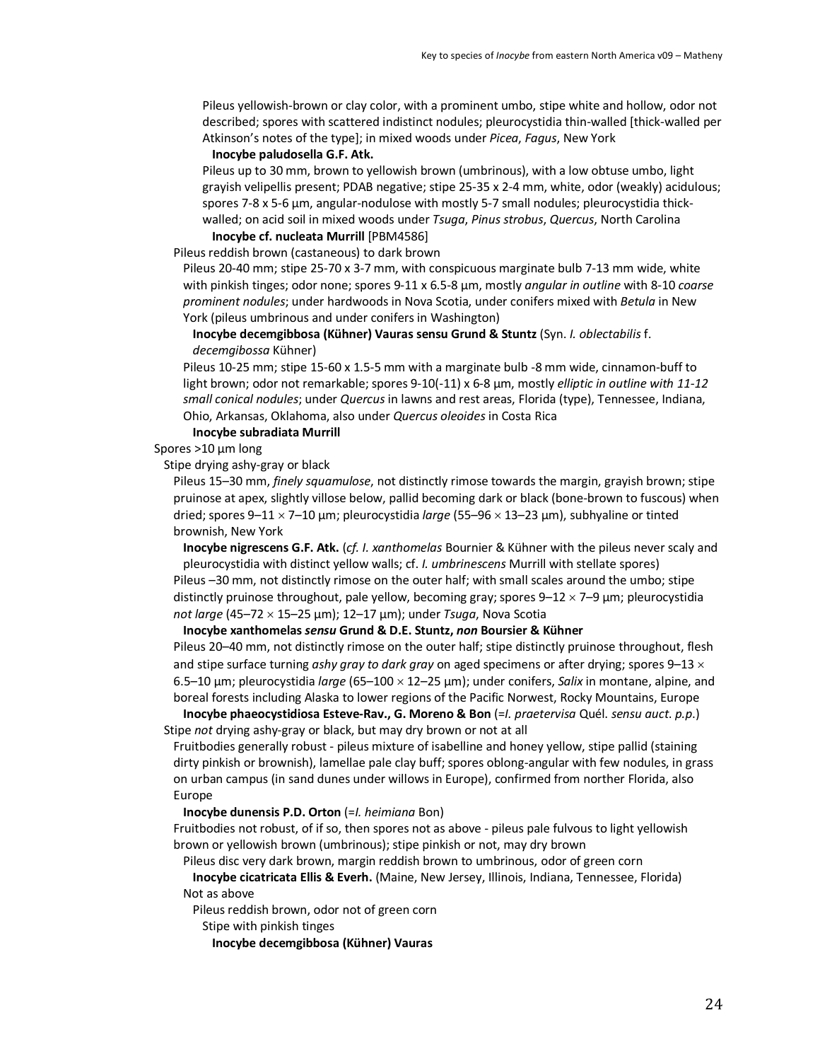Pileus yellowish-brown or clay color, with a prominent umbo, stipe white and hollow, odor not described; spores with scattered indistinct nodules; pleurocystidia thin-walled [thick-walled per Atkinson's notes of the type]; in mixed woods under *Picea*, *Fagus*, New York

**Inocybe paludosella G.F. Atk.**

Pileus up to 30 mm, brown to yellowish brown (umbrinous), with a low obtuse umbo, light grayish velipellis present; PDAB negative; stipe 25-35 x 2-4 mm, white, odor (weakly) acidulous; spores 7-8 x 5-6 µm, angular-nodulose with mostly 5-7 small nodules; pleurocystidia thick-walled; on acid soil in mixed woods under *Tsuga*, *Pinus strobus*, *Quercus*, North Carolina

**Inocybe cf. nucleata Murrill** [PBM4586]

Pileus reddish brown (castaneous) to dark brown

Pileus 20-40 mm; stipe 25-70 x 3-7 mm, with conspicuous marginate bulb 7-13 mm wide, white with pinkish tinges; odor none; spores 9-11 x 6.5-8 µm, mostly *angular in outline* with 8-10 *coarse prominent nodules*; under hardwoods in Nova Scotia, under conifers mixed with *Betula* in New York (pileus umbrinous and under conifers in Washington)

**Inocybe decemgibbosa (Kühner) Vauras sensu Grund & Stuntz** (Syn. *I. oblectabilis* f. *decemgibbosa* Kühner)

Pileus 10-25 mm; stipe 15-60 x 1.5-5 mm with a marginate bulb -8 mm wide, cinnamon-buff to light brown; odor not remarkable; spores 9-10(-11) x 6-8 µm, mostly *elliptic in outline with 11-12 small conical nodules*; under *Quercus* in lawns and rest areas, Florida (type), Tennessee, Indiana, Ohio, Arkansas, Oklahoma, also under *Quercus oleoides* in Costa Rica

**Inocybe subradiata Murrill**

Spores >10 µm long

Stipe drying ashy-gray or black

Pileus 15–30 mm, *finely squamulose*, not distinctly rimose towards the margin, grayish brown; stipe pruinose at apex, slightly villose below, pallid becoming dark or black (bone-brown to fuscous) when dried; spores 9–11 × 7–10 µm; pleurocystidia *large* (55–96 × 13–23 µm), subhyaline or tinted brownish, New York

**Inocybe nigrescens G.F. Atk.** (*cf. I. xanthomelas* Bournier & Kühner with the pileus never scaly and pleurocystidia with distinct yellow walls; cf. *I. umbrinescens* Murrill with stellate spores)

Pileus –30 mm, not distinctly rimose on the outer half; with small scales around the umbo; stipe distinctly pruinose throughout, pale yellow, becoming gray; spores 9–12 × 7–9 µm; pleurocystidia *not large* (45–72 × 15–25 µm); 12–17 µm); under *Tsuga*, Nova Scotia

**Inocybe xanthomelas *sensu* Grund & D.E. Stuntz, *non* Boursier & Kühner**

Pileus 20–40 mm, not distinctly rimose on the outer half; stipe distinctly pruinose throughout, flesh and stipe surface turning *ashy gray to dark gray* on aged specimens or after drying; spores 9–13 × 6.5–10 µm; pleurocystidia *large* (65–100 × 12–25 µm); under conifers, *Salix* in montane, alpine, and boreal forests including Alaska to lower regions of the Pacific Norwest, Rocky Mountains, Europe

**Inocybe phaeocystidiosa Esteve-Rav., G. Moreno & Bon** (=*I. praetervisa* Quél. *sensu auct. p.p.*)

Stipe *not* drying ashy-gray or black, but may dry brown or not at all

Fruitbodies generally robust - pileus mixture of isabelline and honey yellow, stipe pallid (staining dirty pinkish or brownish), lamellae pale clay buff; spores oblong-angular with few nodules, in grass on urban campus (in sand dunes under willows in Europe), confirmed from norther Florida, also Europe

**Inocybe dunensis P.D. Orton** (=*I. heimiana* Bon)

Fruitbodies not robust, of if so, then spores not as above - pileus pale fulvous to light yellowish brown or yellowish brown (umbrinous); stipe pinkish or not, may dry brown

Pileus disc very dark brown, margin reddish brown to umbrinous, odor of green corn

**Inocybe cicatricata Ellis & Everh.** (Maine, New Jersey, Illinois, Indiana, Tennessee, Florida)

Not as above

Pileus reddish brown, odor not of green corn

Stipe with pinkish tinges

**Inocybe decemgibbosa (Kühner) Vauras**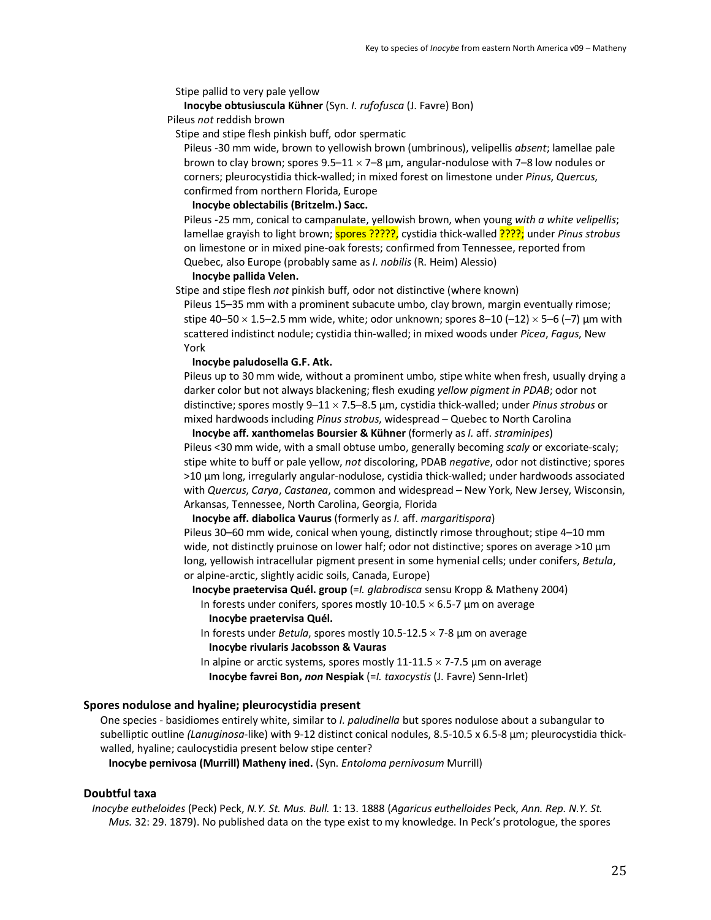Stipe pallid to very pale yellow

**Inocybe obtusiuscula Kühner** (Syn. *I. rufofusca* (J. Favre) Bon)

Pileus *not* reddish brown

Stipe and stipe flesh pinkish buff, odor spermatic

Pileus -30 mm wide, brown to yellowish brown (umbrinous), velipellis *absent*; lamellae pale brown to clay brown; spores 9.5–11 × 7–8 µm, angular-nodulose with 7–8 low nodules or corners; pleurocystidia thick-walled; in mixed forest on limestone under *Pinus*, *Quercus*, confirmed from northern Florida, Europe

**Inocybe oblectabilis (Britzelm.) Sacc.**

Pileus -25 mm, conical to campanulate, yellowish brown, when young *with a white velipellis*; lamellae grayish to light brown; spores ?????, cystidia thick-walled ????; under *Pinus strobus* on limestone or in mixed pine-oak forests; confirmed from Tennessee, reported from Quebec, also Europe (probably same as *I. nobilis* (R. Heim) Alessio)

**Inocybe pallida Velen.**

Stipe and stipe flesh *not* pinkish buff, odor not distinctive (where known)

Pileus 15–35 mm with a prominent subacute umbo, clay brown, margin eventually rimose; stipe 40–50 × 1.5–2.5 mm wide, white; odor unknown; spores 8–10 (–12) × 5–6 (–7) µm with scattered indistinct nodule; cystidia thin-walled; in mixed woods under *Picea*, *Fagus*, New York

**Inocybe paludosella G.F. Atk.**

Pileus up to 30 mm wide, without a prominent umbo, stipe white when fresh, usually drying a darker color but not always blackening; flesh exuding *yellow pigment in PDAB*; odor not distinctive; spores mostly 9–11 × 7.5–8.5 µm, cystidia thick-walled; under *Pinus strobus* or mixed hardwoods including *Pinus strobus*, widespread – Quebec to North Carolina

**Inocybe aff. xanthomelas Boursier & Kühner** (formerly as *I.* aff. *straminipes*)

Pileus <30 mm wide, with a small obtuse umbo, generally becoming *scaly* or excoriate-scaly; stipe white to buff or pale yellow, *not* discoloring, PDAB *negative*, odor not distinctive; spores >10 µm long, irregularly angular-nodulose, cystidia thick-walled; under hardwoods associated with *Quercus*, *Carya*, *Castanea*, common and widespread – New York, New Jersey, Wisconsin, Arkansas, Tennessee, North Carolina, Georgia, Florida

**Inocybe aff. diabolica Vaurus** (formerly as *I.* aff. *margaritispora*)

Pileus 30–60 mm wide, conical when young, distinctly rimose throughout; stipe 4–10 mm wide, not distinctly pruinose on lower half; odor not distinctive; spores on average >10 µm long, yellowish intracellular pigment present in some hymenial cells; under conifers, *Betula*, or alpine-arctic, slightly acidic soils, Canada, Europe)

**Inocybe praetervisa Quél. group** (=*I. glabrodisca* sensu Kropp & Matheny 2004)

In forests under conifers, spores mostly 10-10.5 × 6.5-7 µm on average

**Inocybe praetervisa Quél.**

In forests under *Betula*, spores mostly 10.5-12.5 × 7-8 µm on average

**Inocybe rivularis Jacobsson & Vauras**

In alpine or arctic systems, spores mostly 11-11.5 × 7-7.5 µm on average

**Inocybe favrei Bon, *non* Nespiak** (=*I. taxocystis* (J. Favre) Senn-Irlet)

## Spores nodulose and hyaline; pleurocystidia present

One species - basidiomes entirely white, similar to *I. paludinella* but spores nodulose about a subangular to subelliptic outline *(Lanuginosa*-like) with 9-12 distinct conical nodules, 8.5-10.5 x 6.5-8 µm; pleurocystidia thick-walled, hyaline; caulocystidia present below stipe center?

**Inocybe pernivosa (Murrill) Matheny ined.** (Syn. *Entoloma pernivosum* Murrill)

## Doubtful taxa

*Inocybe eutheloides* (Peck) Peck, *N.Y. St. Mus. Bull.* 1: 13. 1888 (*Agaricus euthelloides* Peck, *Ann. Rep. N.Y. St. Mus.* 32: 29. 1879). No published data on the type exist to my knowledge. In Peck's protologue, the spores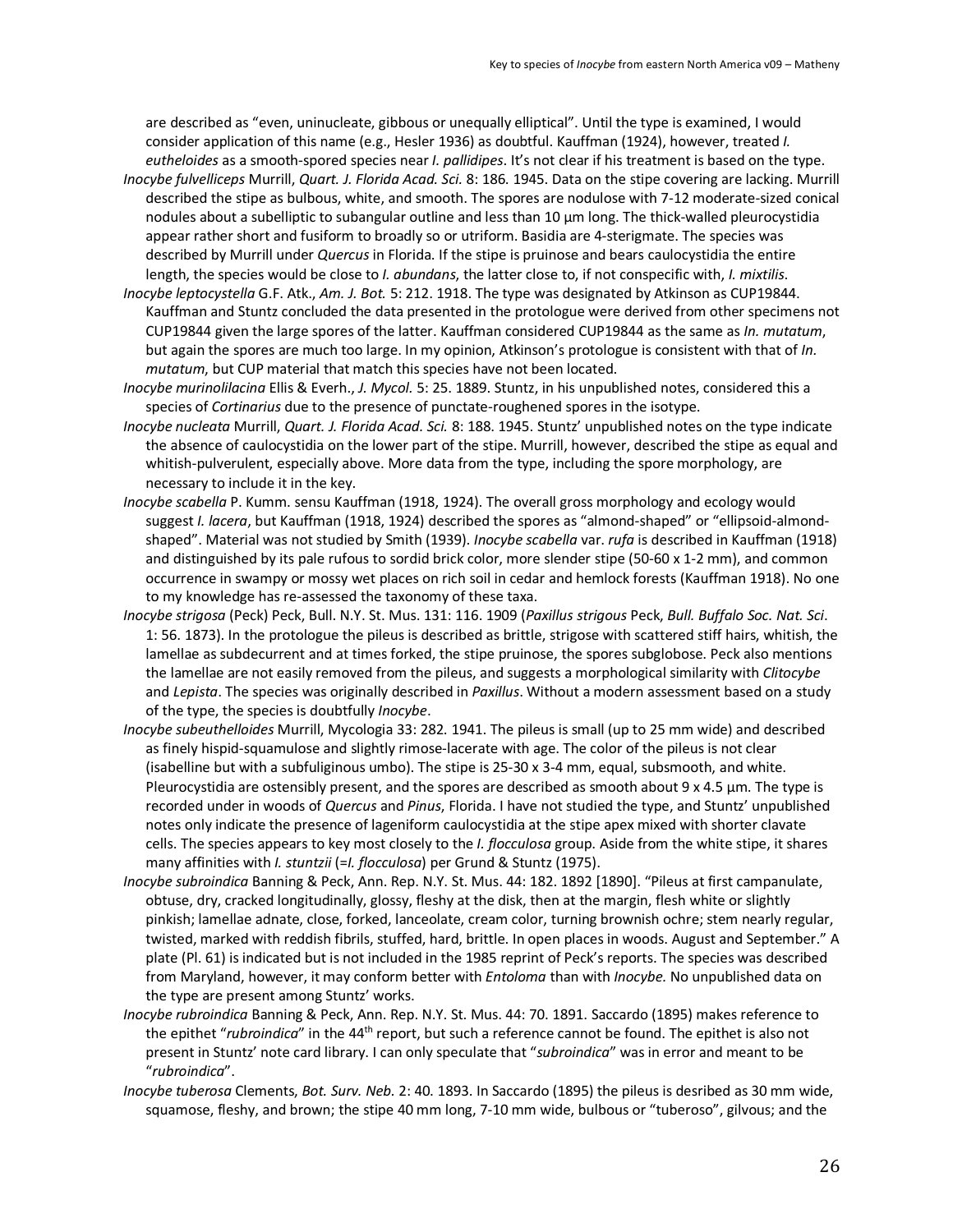are described as "even, uninucleate, gibbous or unequally elliptical". Until the type is examined, I would consider application of this name (e.g., Hesler 1936) as doubtful. Kauffman (1924), however, treated *I. eutheloides* as a smooth-spored species near *I. pallidipes*. It's not clear if his treatment is based on the type.

*Inocybe fulvelliceps* Murrill, *Quart. J. Florida Acad. Sci.* 8: 186. 1945. Data on the stipe covering are lacking. Murrill described the stipe as bulbous, white, and smooth. The spores are nodulose with 7-12 moderate-sized conical nodules about a subelliptic to subangular outline and less than 10 µm long. The thick-walled pleurocystidia appear rather short and fusiform to broadly so or utriform. Basidia are 4-sterigmate. The species was described by Murrill under *Quercus* in Florida. If the stipe is pruinose and bears caulocystidia the entire length, the species would be close to *I. abundans*, the latter close to, if not conspecific with, *I. mixtilis*.

*Inocybe leptocystella* G.F. Atk., *Am. J. Bot.* 5: 212. 1918. The type was designated by Atkinson as CUP19844. Kauffman and Stuntz concluded the data presented in the protologue were derived from other specimens not CUP19844 given the large spores of the latter. Kauffman considered CUP19844 as the same as *In. mutatum*, but again the spores are much too large. In my opinion, Atkinson's protologue is consistent with that of *In. mutatum*, but CUP material that match this species have not been located.

*Inocybe murinolilacina* Ellis & Everh., *J. Mycol.* 5: 25. 1889. Stuntz, in his unpublished notes, considered this a species of *Cortinarius* due to the presence of punctate-roughened spores in the isotype.

*Inocybe nucleata* Murrill, *Quart. J. Florida Acad. Sci.* 8: 188. 1945. Stuntz' unpublished notes on the type indicate the absence of caulocystidia on the lower part of the stipe. Murrill, however, described the stipe as equal and whitish-pulverulent, especially above. More data from the type, including the spore morphology, are necessary to include it in the key.

*Inocybe scabella* P. Kumm. sensu Kauffman (1918, 1924). The overall gross morphology and ecology would suggest *I. lacera*, but Kauffman (1918, 1924) described the spores as "almond-shaped" or "ellipsoid-almond-shaped". Material was not studied by Smith (1939). *Inocybe scabella* var. *rufa* is described in Kauffman (1918) and distinguished by its pale rufous to sordid brick color, more slender stipe (50-60 x 1-2 mm), and common occurrence in swampy or mossy wet places on rich soil in cedar and hemlock forests (Kauffman 1918). No one to my knowledge has re-assessed the taxonomy of these taxa.

*Inocybe strigosa* (Peck) Peck, Bull. N.Y. St. Mus. 131: 116. 1909 (*Paxillus strigous* Peck, *Bull. Buffalo Soc. Nat. Sci*. 1: 56. 1873). In the protologue the pileus is described as brittle, strigose with scattered stiff hairs, whitish, the lamellae as subdecurrent and at times forked, the stipe pruinose, the spores subglobose. Peck also mentions the lamellae are not easily removed from the pileus, and suggests a morphological similarity with *Clitocybe* and *Lepista*. The species was originally described in *Paxillus*. Without a modern assessment based on a study of the type, the species is doubtfully *Inocybe*.

*Inocybe subeuthelloides* Murrill, Mycologia 33: 282. 1941. The pileus is small (up to 25 mm wide) and described as finely hispid-squamulose and slightly rimose-lacerate with age. The color of the pileus is not clear (isabelline but with a subfuliginous umbo). The stipe is 25-30 x 3-4 mm, equal, subsmooth, and white. Pleurocystidia are ostensibly present, and the spores are described as smooth about 9 x 4.5 µm. The type is recorded under in woods of *Quercus* and *Pinus*, Florida. I have not studied the type, and Stuntz' unpublished notes only indicate the presence of lageniform caulocystidia at the stipe apex mixed with shorter clavate cells. The species appears to key most closely to the *I. flocculosa* group. Aside from the white stipe, it shares many affinities with *I. stuntzii* (=*I. flocculosa*) per Grund & Stuntz (1975).

*Inocybe subroindica* Banning & Peck, Ann. Rep. N.Y. St. Mus. 44: 182. 1892 [1890]. "Pileus at first campanulate, obtuse, dry, cracked longitudinally, glossy, fleshy at the disk, then at the margin, flesh white or slightly pinkish; lamellae adnate, close, forked, lanceolate, cream color, turning brownish ochre; stem nearly regular, twisted, marked with reddish fibrils, stuffed, hard, brittle. In open places in woods. August and September." A plate (Pl. 61) is indicated but is not included in the 1985 reprint of Peck's reports. The species was described from Maryland, however, it may conform better with *Entoloma* than with *Inocybe.* No unpublished data on the type are present among Stuntz' works.

*Inocybe rubroindica* Banning & Peck, Ann. Rep. N.Y. St. Mus. 44: 70. 1891. Saccardo (1895) makes reference to the epithet "*rubroindica*" in the 44th report, but such a reference cannot be found. The epithet is also not present in Stuntz' note card library. I can only speculate that "*subroindica*" was in error and meant to be "*rubroindica*".

*Inocybe tuberosa* Clements, *Bot. Surv. Neb.* 2: 40. 1893. In Saccardo (1895) the pileus is desribed as 30 mm wide, squamose, fleshy, and brown; the stipe 40 mm long, 7-10 mm wide, bulbous or "tuberoso", gilvous; and the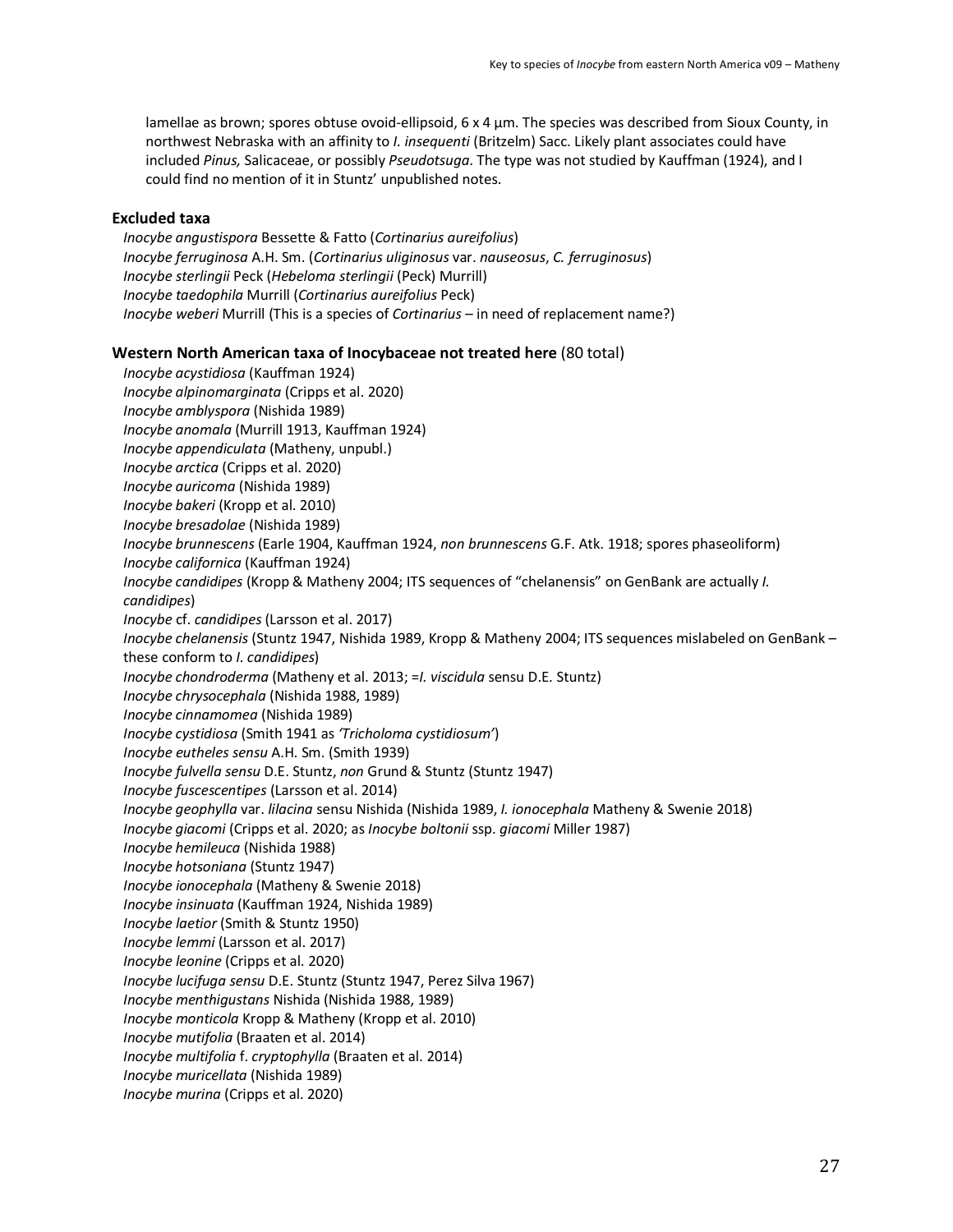lamellae as brown; spores obtuse ovoid-ellipsoid, 6 x 4 µm. The species was described from Sioux County, in northwest Nebraska with an affinity to *I. insequenti* (Britzelm) Sacc. Likely plant associates could have included *Pinus,* Salicaceae, or possibly *Pseudotsuga*. The type was not studied by Kauffman (1924), and I could find no mention of it in Stuntz' unpublished notes.

### Excluded taxa

*Inocybe angustispora* Bessette & Fatto (*Cortinarius aureifolius*)
*Inocybe ferruginosa* A.H. Sm. (*Cortinarius uliginosus* var. *nauseosus*, *C. ferruginosus*)
*Inocybe sterlingii* Peck (*Hebeloma sterlingii* (Peck) Murrill)
*Inocybe taedophila* Murrill (*Cortinarius aureifolius* Peck)
*Inocybe weberi* Murrill (This is a species of *Cortinarius* – in need of replacement name?)

### Western North American taxa of Inocybaceae not treated here (80 total)

*Inocybe acystidiosa* (Kauffman 1924)
*Inocybe alpinomarginata* (Cripps et al. 2020)
*Inocybe amblyspora* (Nishida 1989)
*Inocybe anomala* (Murrill 1913, Kauffman 1924)
*Inocybe appendiculata* (Matheny, unpubl.)
*Inocybe arctica* (Cripps et al. 2020)
*Inocybe auricoma* (Nishida 1989)
*Inocybe bakeri* (Kropp et al. 2010)
*Inocybe bresadolae* (Nishida 1989)
*Inocybe brunnescens* (Earle 1904, Kauffman 1924, *non brunnescens* G.F. Atk. 1918; spores phaseoliform)
*Inocybe californica* (Kauffman 1924)
*Inocybe candidipes* (Kropp & Matheny 2004; ITS sequences of "chelanensis" on GenBank are actually *I. candidipes*)
*Inocybe* cf. *candidipes* (Larsson et al. 2017)
*Inocybe chelanensis* (Stuntz 1947, Nishida 1989, Kropp & Matheny 2004; ITS sequences mislabeled on GenBank – these conform to *I. candidipes*)
*Inocybe chondroderma* (Matheny et al. 2013; =*I. viscidula* sensu D.E. Stuntz)
*Inocybe chrysocephala* (Nishida 1988, 1989)
*Inocybe cinnamomea* (Nishida 1989)
*Inocybe cystidiosa* (Smith 1941 as *'Tricholoma cystidiosum'*)
*Inocybe eutheles sensu* A.H. Sm. (Smith 1939)
*Inocybe fulvella sensu* D.E. Stuntz, *non* Grund & Stuntz (Stuntz 1947)
*Inocybe fuscescentipes* (Larsson et al. 2014)
*Inocybe geophylla* var. *lilacina* sensu Nishida (Nishida 1989, *I. ionocephala* Matheny & Swenie 2018)
*Inocybe giacomi* (Cripps et al. 2020; as *Inocybe boltonii* ssp. *giacomi* Miller 1987)
*Inocybe hemileuca* (Nishida 1988)
*Inocybe hotsoniana* (Stuntz 1947)
*Inocybe ionocephala* (Matheny & Swenie 2018)
*Inocybe insinuata* (Kauffman 1924, Nishida 1989)
*Inocybe laetior* (Smith & Stuntz 1950)
*Inocybe lemmi* (Larsson et al. 2017)
*Inocybe leonine* (Cripps et al. 2020)
*Inocybe lucifuga sensu* D.E. Stuntz (Stuntz 1947, Perez Silva 1967)
*Inocybe menthigustans* Nishida (Nishida 1988, 1989)
*Inocybe monticola* Kropp & Matheny (Kropp et al. 2010)
*Inocybe mutifolia* (Braaten et al. 2014)
*Inocybe multifolia* f. *cryptophylla* (Braaten et al. 2014)
*Inocybe muricellata* (Nishida 1989)
*Inocybe murina* (Cripps et al. 2020)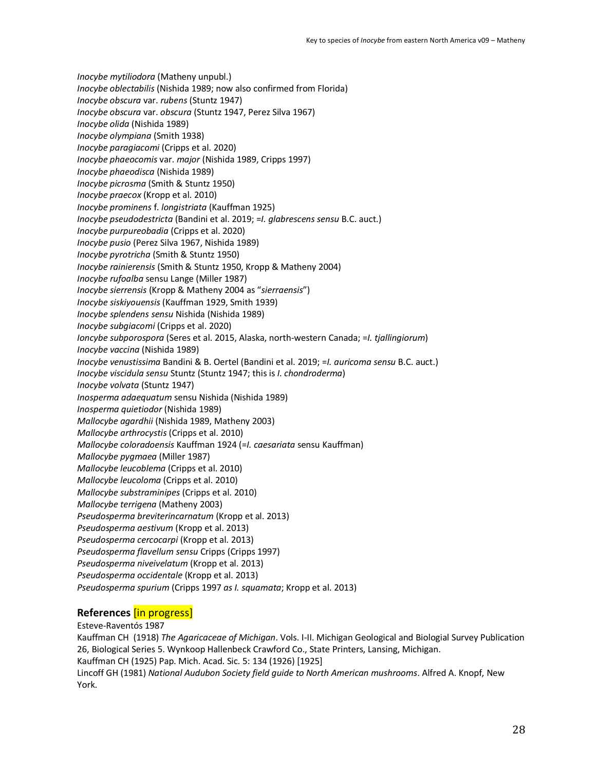*Inocybe mytiliodora* (Matheny unpubl.)
*Inocybe oblectabilis* (Nishida 1989; now also confirmed from Florida)
*Inocybe obscura* var. *rubens* (Stuntz 1947)
*Inocybe obscura* var. *obscura* (Stuntz 1947, Perez Silva 1967)
*Inocybe olida* (Nishida 1989)
*Inocybe olympiana* (Smith 1938)
*Inocybe paragiacomi* (Cripps et al. 2020)
*Inocybe phaeocomis* var. *major* (Nishida 1989, Cripps 1997)
*Inocybe phaeodisca* (Nishida 1989)
*Inocybe picrosma* (Smith & Stuntz 1950)
*Inocybe praecox* (Kropp et al. 2010)
*Inocybe prominens* f. *longistriata* (Kauffman 1925)
*Inocybe pseudodestricta* (Bandini et al. 2019; =*I. glabrescens sensu* B.C. auct.)
*Inocybe purpureobadia* (Cripps et al. 2020)
*Inocybe pusio* (Perez Silva 1967, Nishida 1989)
*Inocybe pyrotricha* (Smith & Stuntz 1950)
*Inocybe rainierensis* (Smith & Stuntz 1950, Kropp & Matheny 2004)
*Inocybe rufoalba* sensu Lange (Miller 1987)
*Inocybe sierrensis* (Kropp & Matheny 2004 as "*sierraensis*")
*Inocybe siskiyouensis* (Kauffman 1929, Smith 1939)
*Inocybe splendens sensu* Nishida (Nishida 1989)
*Inocybe subgiacomi* (Cripps et al. 2020)
*Ioncybe subporospora* (Seres et al. 2015, Alaska, north-western Canada; =*I. tjallingiorum*)
*Inocybe vaccina* (Nishida 1989)
*Inocybe venustissima* Bandini & B. Oertel (Bandini et al. 2019; =*I. auricoma sensu* B.C. auct.)
*Inocybe viscidula sensu* Stuntz (Stuntz 1947; this is *I. chondroderma*)
*Inocybe volvata* (Stuntz 1947)
*Inosperma adaequatum* sensu Nishida (Nishida 1989)
*Inosperma quietiodor* (Nishida 1989)
*Mallocybe agardhii* (Nishida 1989, Matheny 2003)
*Mallocybe arthrocystis* (Cripps et al. 2010)
*Mallocybe coloradoensis* Kauffman 1924 (=*I. caesariata* sensu Kauffman)
*Mallocybe pygmaea* (Miller 1987)
*Mallocybe leucoblema* (Cripps et al. 2010)
*Mallocybe leucoloma* (Cripps et al. 2010)
*Mallocybe substraminipes* (Cripps et al. 2010)
*Mallocybe terrigena* (Matheny 2003)
*Pseudosperma breviterincarnatum* (Kropp et al. 2013)
*Pseudosperma aestivum* (Kropp et al. 2013)
*Pseudosperma cercocarpi* (Kropp et al. 2013)
*Pseudosperma flavellum sensu* Cripps (Cripps 1997)
*Pseudosperma niveivelatum* (Kropp et al. 2013)
*Pseudosperma occidentale* (Kropp et al. 2013)
*Pseudosperma spurium* (Cripps 1997 *as I. squamata*; Kropp et al. 2013)

## References [in progress]

Esteve-Raventós 1987

Kauffman CH (1918) *The Agaricaceae of Michigan*. Vols. I-II. Michigan Geological and Biological Survey Publication 26, Biological Series 5. Wynkoop Hallenbeck Crawford Co., State Printers, Lansing, Michigan.

Kauffman CH (1925) Pap. Mich. Acad. Sic. 5: 134 (1926) [1925]

Lincoff GH (1981) *National Audubon Society field guide to North American mushrooms*. Alfred A. Knopf, New York.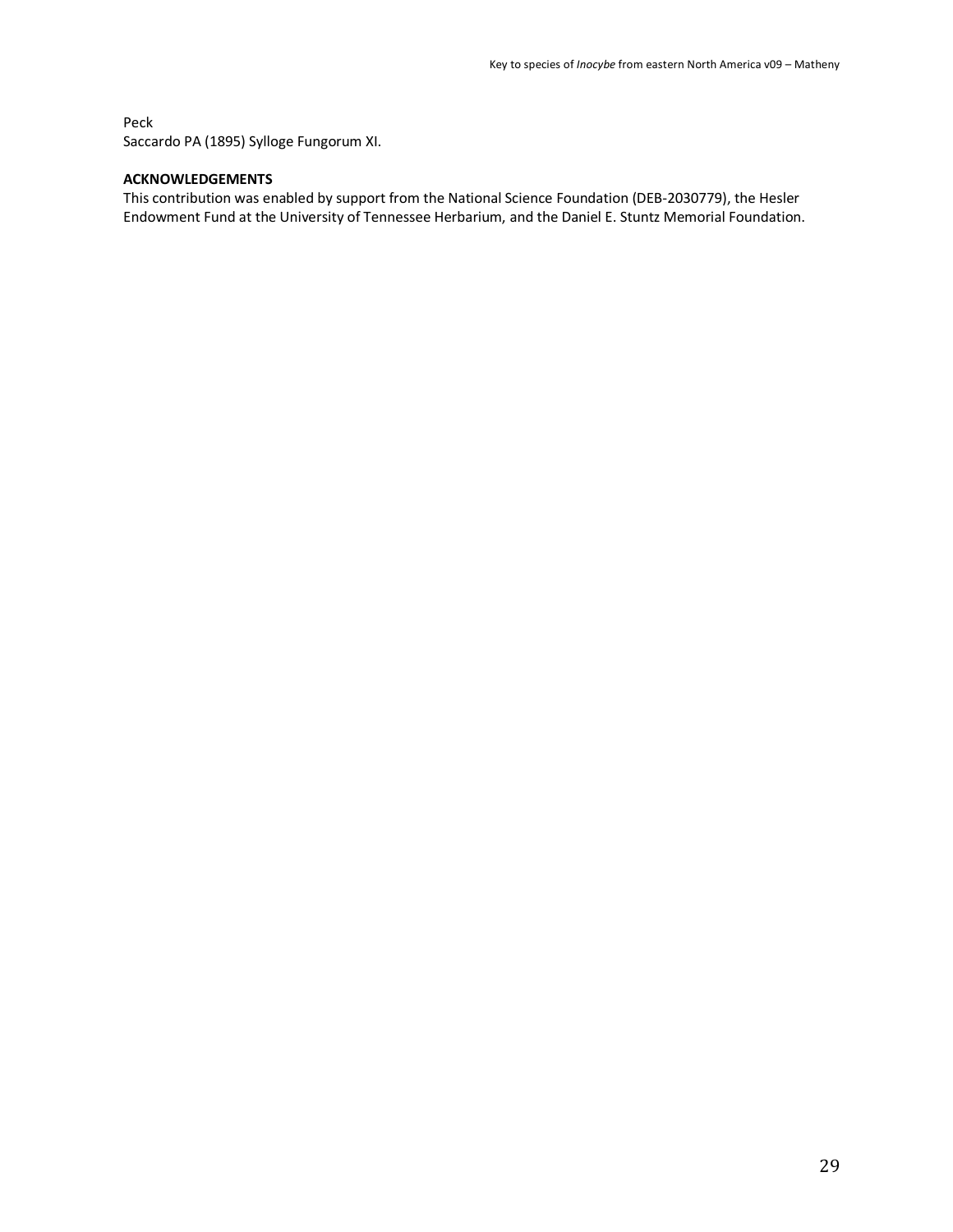Peck
Saccardo PA (1895) Sylloge Fungorum XI.

**ACKNOWLEDGEMENTS**

This contribution was enabled by support from the National Science Foundation (DEB-2030779), the Hesler Endowment Fund at the University of Tennessee Herbarium, and the Daniel E. Stuntz Memorial Foundation.